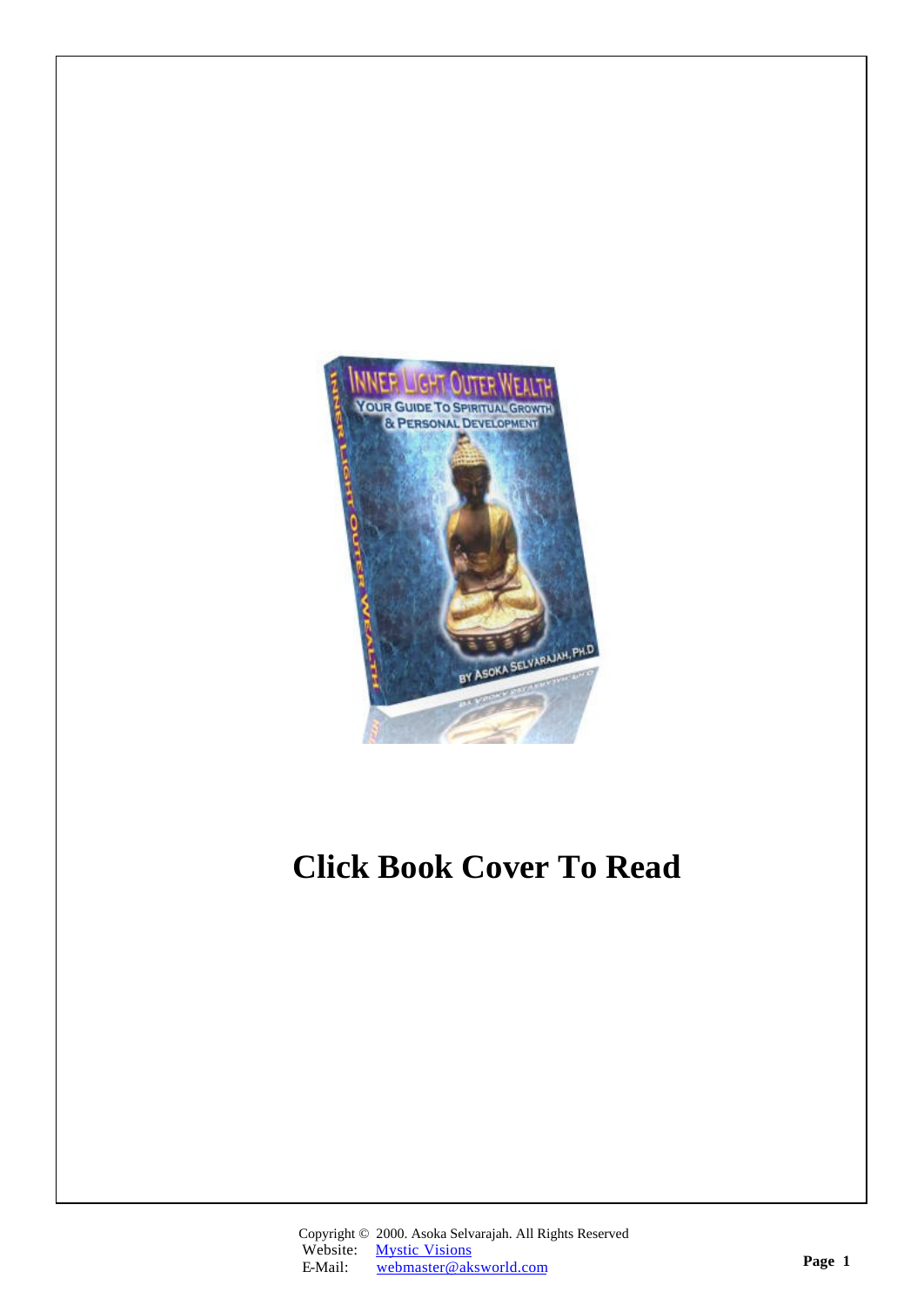**Click Book Cover To Read**

Copyright © 2000. Asoka Selvarajah. All Rights Reserved
Website: Mystic Visions
E-Mail: webmaster@aksworld.com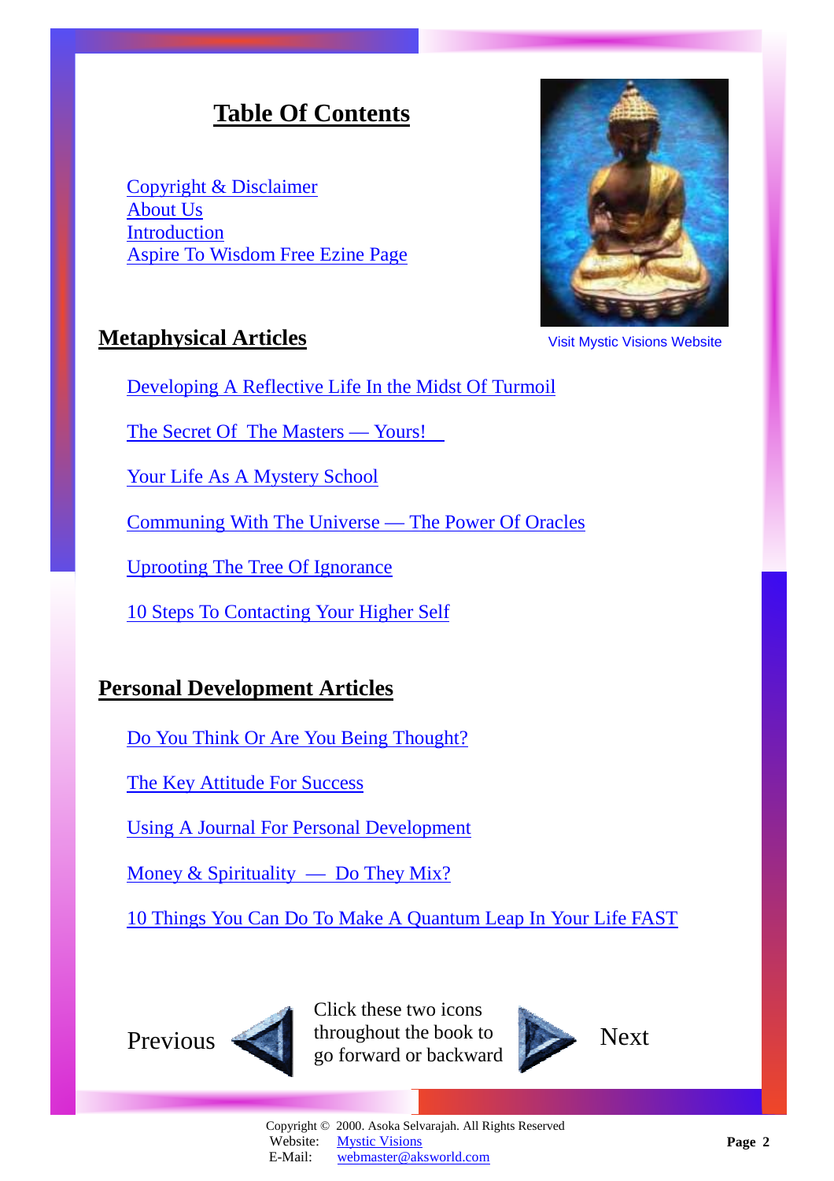# Table Of Contents

Copyright & Disclaimer
About Us
Introduction
Aspire To Wisdom Free Ezine Page

Visit Mystic Visions Website

## Metaphysical Articles

Developing A Reflective Life In the Midst Of Turmoil

The Secret Of The Masters — Yours!

Your Life As A Mystery School

Communing With The Universe — The Power Of Oracles

Uprooting The Tree Of Ignorance

10 Steps To Contacting Your Higher Self

## Personal Development Articles

Do You Think Or Are You Being Thought?

The Key Attitude For Success

Using A Journal For Personal Development

Money & Spirituality — Do They Mix?

10 Things You Can Do To Make A Quantum Leap In Your Life FAST

Previous — Click these two icons throughout the book to go forward or backward — Next

Copyright © 2000. Asoka Selvarajah. All Rights Reserved
Website: Mystic Visions
E-Mail: webmaster@aksworld.com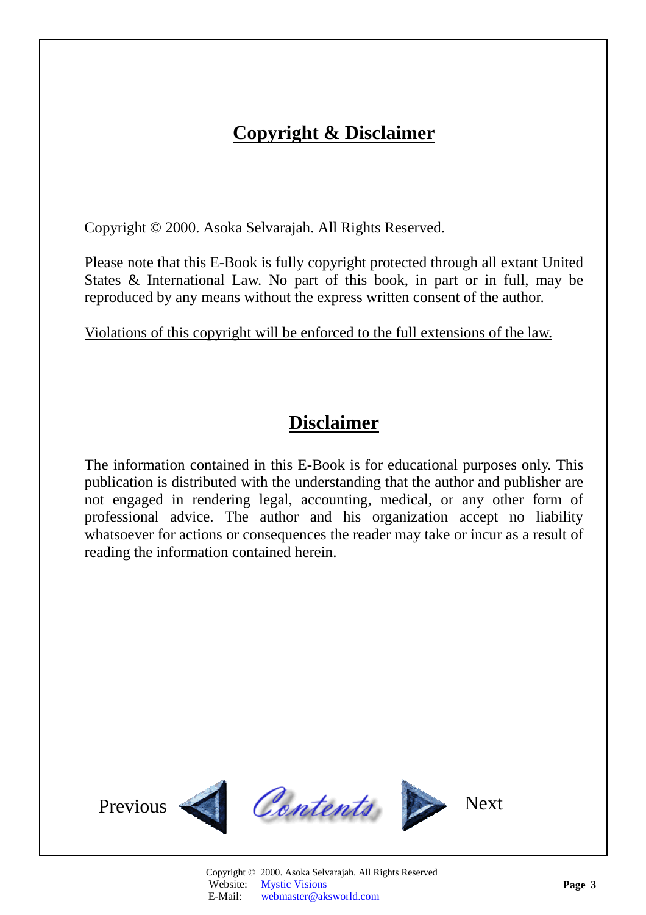## Copyright & Disclaimer

Copyright © 2000. Asoka Selvarajah. All Rights Reserved.

Please note that this E-Book is fully copyright protected through all extant United States & International Law. No part of this book, in part or in full, may be reproduced by any means without the express written consent of the author.

Violations of this copyright will be enforced to the full extensions of the law.

## Disclaimer

The information contained in this E-Book is for educational purposes only. This publication is distributed with the understanding that the author and publisher are not engaged in rendering legal, accounting, medical, or any other form of professional advice. The author and his organization accept no liability whatsoever for actions or consequences the reader may take or incur as a result of reading the information contained herein.

Previous Contents Next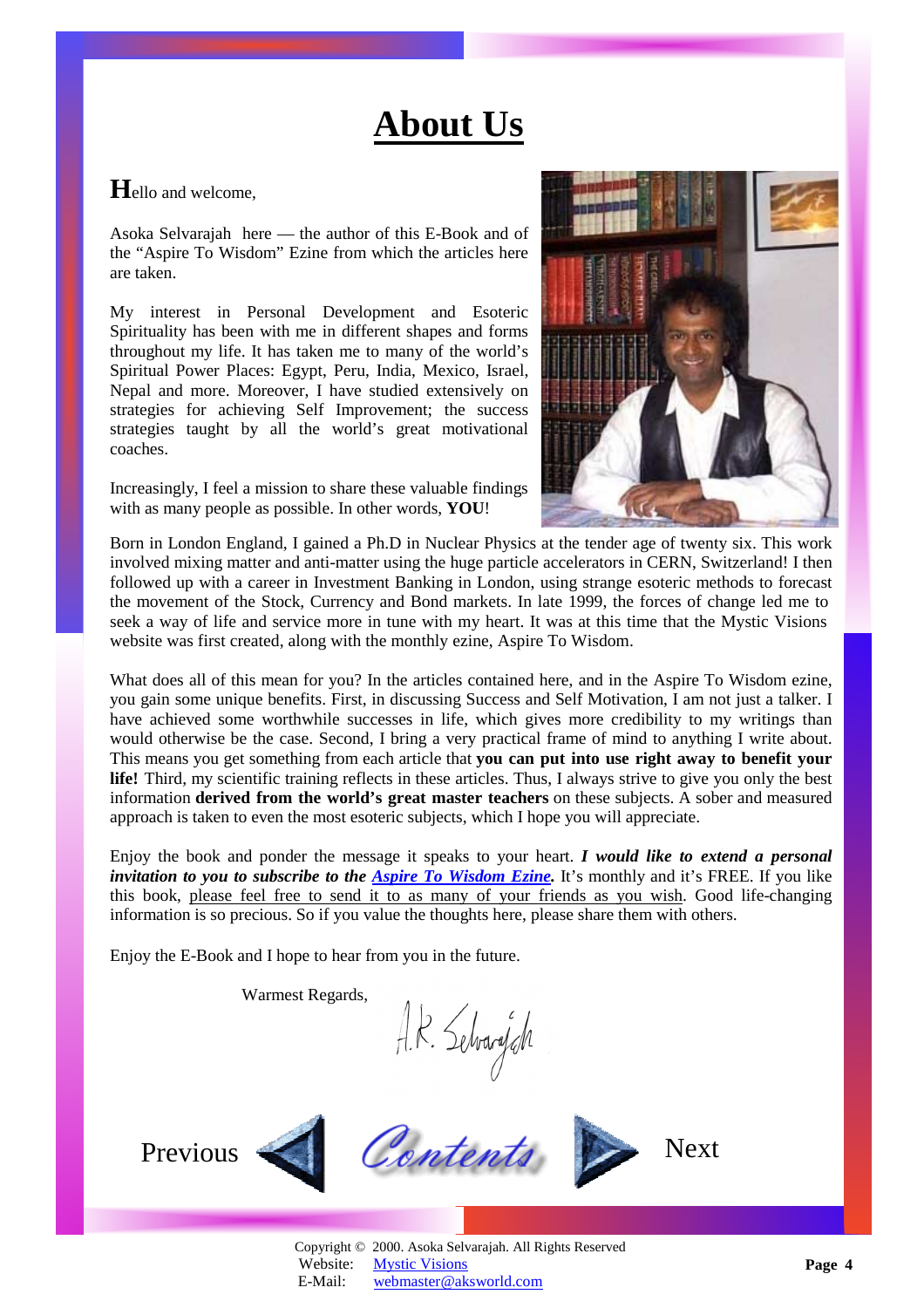# About Us

**H**ello and welcome,

Asoka Selvarajah here — the author of this E-Book and of the "Aspire To Wisdom" Ezine from which the articles here are taken.

My interest in Personal Development and Esoteric Spirituality has been with me in different shapes and forms throughout my life. It has taken me to many of the world's Spiritual Power Places: Egypt, Peru, India, Mexico, Israel, Nepal and more. Moreover, I have studied extensively on strategies for achieving Self Improvement; the success strategies taught by all the world's great motivational coaches.

Increasingly, I feel a mission to share these valuable findings with as many people as possible. In other words, **YOU**!

Born in London England, I gained a Ph.D in Nuclear Physics at the tender age of twenty six. This work involved mixing matter and anti-matter using the huge particle accelerators in CERN, Switzerland! I then followed up with a career in Investment Banking in London, using strange esoteric methods to forecast the movement of the Stock, Currency and Bond markets. In late 1999, the forces of change led me to seek a way of life and service more in tune with my heart. It was at this time that the Mystic Visions website was first created, along with the monthly ezine, Aspire To Wisdom.

What does all of this mean for you? In the articles contained here, and in the Aspire To Wisdom ezine, you gain some unique benefits. First, in discussing Success and Self Motivation, I am not just a talker. I have achieved some worthwhile successes in life, which gives more credibility to my writings than would otherwise be the case. Second, I bring a very practical frame of mind to anything I write about. This means you get something from each article that **you can put into use right away to benefit your life!** Third, my scientific training reflects in these articles. Thus, I always strive to give you only the best information **derived from the world's great master teachers** on these subjects. A sober and measured approach is taken to even the most esoteric subjects, which I hope you will appreciate.

Enjoy the book and ponder the message it speaks to your heart. ***I would like to extend a personal invitation to you to subscribe to the Aspire To Wisdom Ezine.*** It's monthly and it's FREE. If you like this book, please feel free to send it to as many of your friends as you wish. Good life-changing information is so precious. So if you value the thoughts here, please share them with others.

Enjoy the E-Book and I hope to hear from you in the future.

Warmest Regards,

A.K. Selvarajah

Previous Contents Next

Copyright © 2000. Asoka Selvarajah. All Rights Reserved
Website: Mystic Visions
E-Mail: webmaster@aksworld.com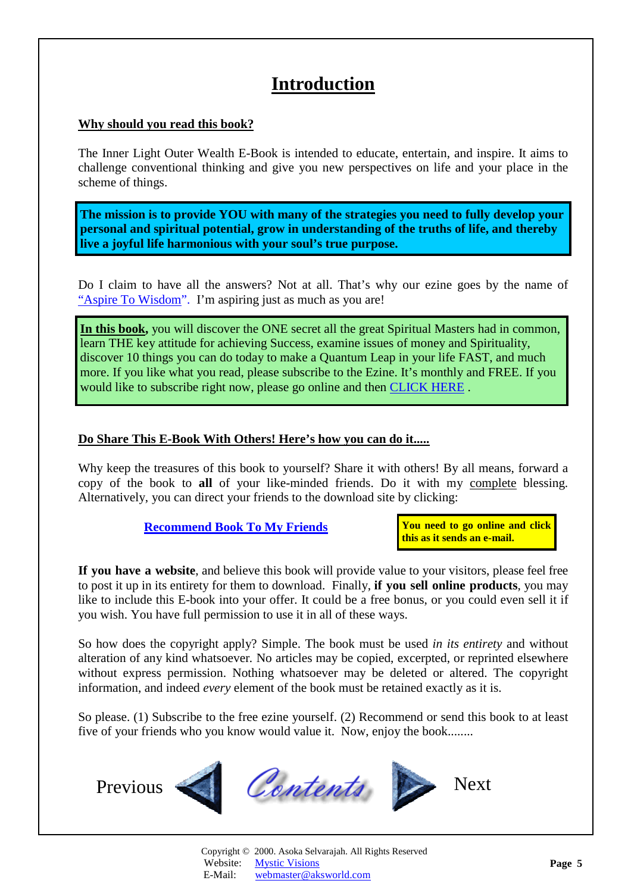# Introduction

**Why should you read this book?**

The Inner Light Outer Wealth E-Book is intended to educate, entertain, and inspire. It aims to challenge conventional thinking and give you new perspectives on life and your place in the scheme of things.

**The mission is to provide YOU with many of the strategies you need to fully develop your personal and spiritual potential, grow in understanding of the truths of life, and thereby live a joyful life harmonious with your soul's true purpose.**

Do I claim to have all the answers? Not at all. That's why our ezine goes by the name of "Aspire To Wisdom". I'm aspiring just as much as you are!

**In this book**, you will discover the ONE secret all the great Spiritual Masters had in common, learn THE key attitude for achieving Success, examine issues of money and Spirituality, discover 10 things you can do today to make a Quantum Leap in your life FAST, and much more. If you like what you read, please subscribe to the Ezine. It's monthly and FREE. If you would like to subscribe right now, please go online and then CLICK HERE .

**Do Share This E-Book With Others! Here's how you can do it.....**

Why keep the treasures of this book to yourself? Share it with others! By all means, forward a copy of the book to **all** of your like-minded friends. Do it with my complete blessing. Alternatively, you can direct your friends to the download site by clicking:

**Recommend Book To My Friends**

**You need to go online and click this as it sends an e-mail.**

**If you have a website**, and believe this book will provide value to your visitors, please feel free to post it up in its entirety for them to download. Finally, **if you sell online products**, you may like to include this E-book into your offer. It could be a free bonus, or you could even sell it if you wish. You have full permission to use it in all of these ways.

So how does the copyright apply? Simple. The book must be used *in its entirety* and without alteration of any kind whatsoever. No articles may be copied, excerpted, or reprinted elsewhere without express permission. Nothing whatsoever may be deleted or altered. The copyright information, and indeed *every* element of the book must be retained exactly as it is.

So please. (1) Subscribe to the free ezine yourself. (2) Recommend or send this book to at least five of your friends who you know would value it. Now, enjoy the book........

Previous Contents Next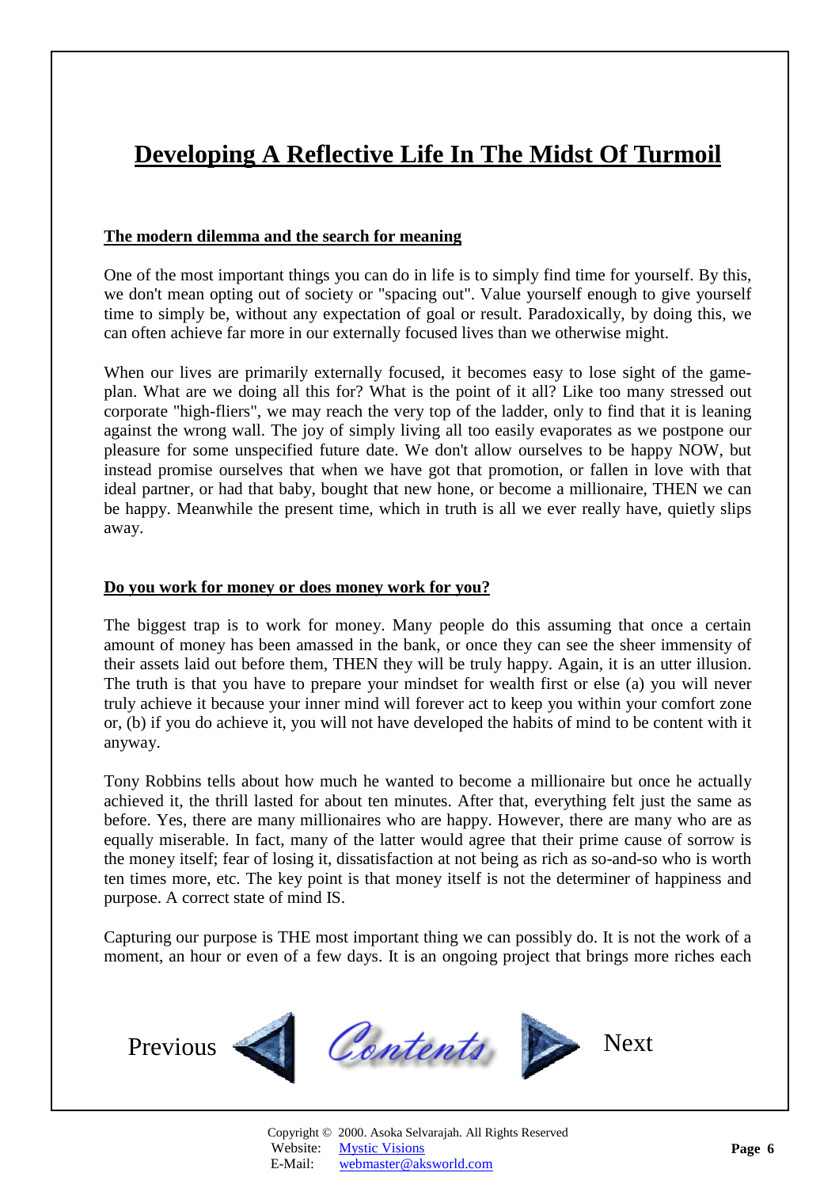# Developing A Reflective Life In The Midst Of Turmoil

## The modern dilemma and the search for meaning

One of the most important things you can do in life is to simply find time for yourself. By this, we don't mean opting out of society or "spacing out". Value yourself enough to give yourself time to simply be, without any expectation of goal or result. Paradoxically, by doing this, we can often achieve far more in our externally focused lives than we otherwise might.

When our lives are primarily externally focused, it becomes easy to lose sight of the game-plan. What are we doing all this for? What is the point of it all? Like too many stressed out corporate "high-fliers", we may reach the very top of the ladder, only to find that it is leaning against the wrong wall. The joy of simply living all too easily evaporates as we postpone our pleasure for some unspecified future date. We don't allow ourselves to be happy NOW, but instead promise ourselves that when we have got that promotion, or fallen in love with that ideal partner, or had that baby, bought that new hone, or become a millionaire, THEN we can be happy. Meanwhile the present time, which in truth is all we ever really have, quietly slips away.

## Do you work for money or does money work for you?

The biggest trap is to work for money. Many people do this assuming that once a certain amount of money has been amassed in the bank, or once they can see the sheer immensity of their assets laid out before them, THEN they will be truly happy. Again, it is an utter illusion. The truth is that you have to prepare your mindset for wealth first or else (a) you will never truly achieve it because your inner mind will forever act to keep you within your comfort zone or, (b) if you do achieve it, you will not have developed the habits of mind to be content with it anyway.

Tony Robbins tells about how much he wanted to become a millionaire but once he actually achieved it, the thrill lasted for about ten minutes. After that, everything felt just the same as before. Yes, there are many millionaires who are happy. However, there are many who are as equally miserable. In fact, many of the latter would agree that their prime cause of sorrow is the money itself; fear of losing it, dissatisfaction at not being as rich as so-and-so who is worth ten times more, etc. The key point is that money itself is not the determiner of happiness and purpose. A correct state of mind IS.

Capturing our purpose is THE most important thing we can possibly do. It is not the work of a moment, an hour or even of a few days. It is an ongoing project that brings more riches each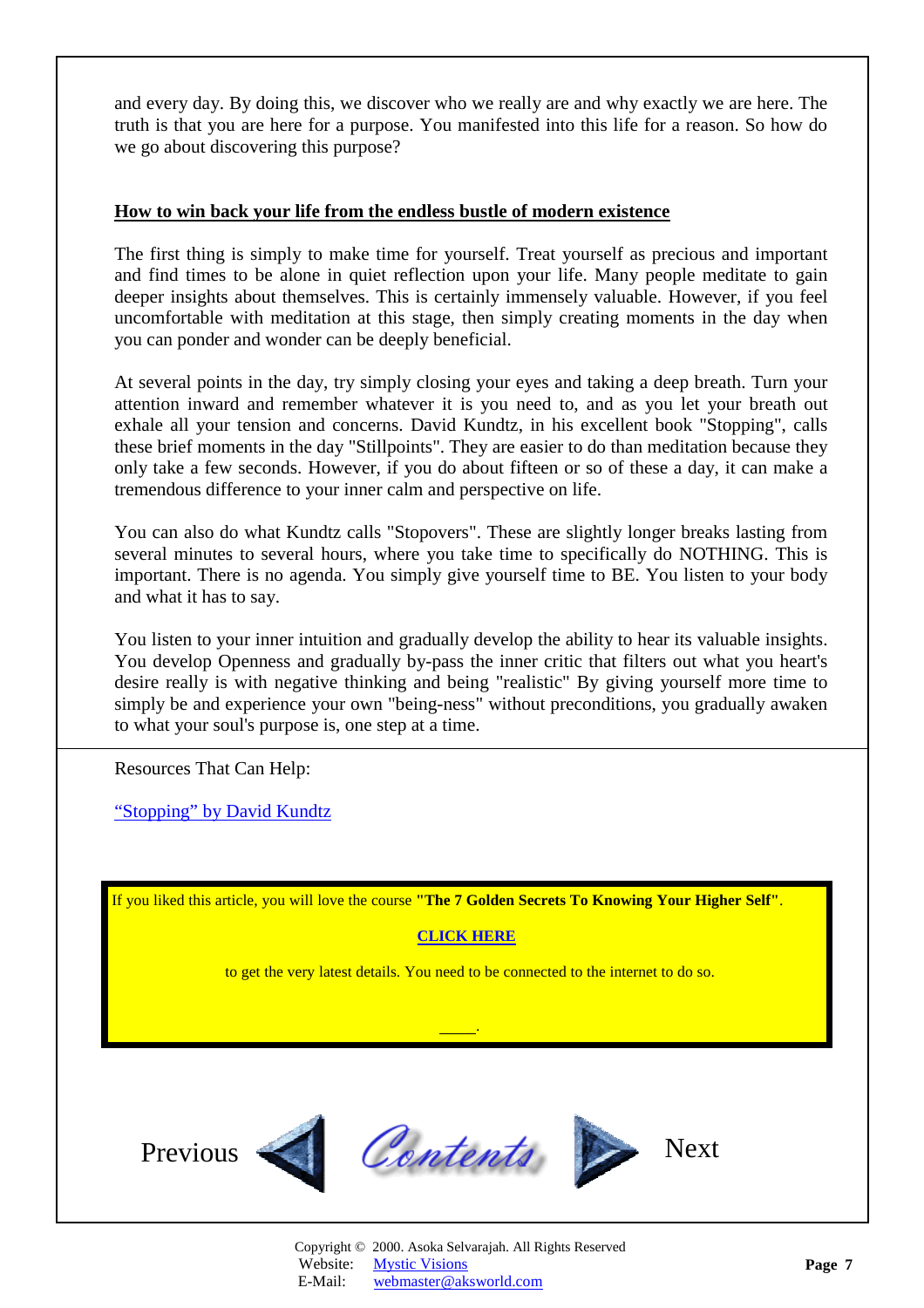and every day. By doing this, we discover who we really are and why exactly we are here. The truth is that you are here for a purpose. You manifested into this life for a reason. So how do we go about discovering this purpose?

## How to win back your life from the endless bustle of modern existence

The first thing is simply to make time for yourself. Treat yourself as precious and important and find times to be alone in quiet reflection upon your life. Many people meditate to gain deeper insights about themselves. This is certainly immensely valuable. However, if you feel uncomfortable with meditation at this stage, then simply creating moments in the day when you can ponder and wonder can be deeply beneficial.

At several points in the day, try simply closing your eyes and taking a deep breath. Turn your attention inward and remember whatever it is you need to, and as you let your breath out exhale all your tension and concerns. David Kundtz, in his excellent book "Stopping", calls these brief moments in the day "Stillpoints". They are easier to do than meditation because they only take a few seconds. However, if you do about fifteen or so of these a day, it can make a tremendous difference to your inner calm and perspective on life.

You can also do what Kundtz calls "Stopovers". These are slightly longer breaks lasting from several minutes to several hours, where you take time to specifically do NOTHING. This is important. There is no agenda. You simply give yourself time to BE. You listen to your body and what it has to say.

You listen to your inner intuition and gradually develop the ability to hear its valuable insights. You develop Openness and gradually by-pass the inner critic that filters out what you heart's desire really is with negative thinking and being "realistic" By giving yourself more time to simply be and experience your own "being-ness" without preconditions, you gradually awaken to what your soul's purpose is, one step at a time.

---

Resources That Can Help:

"Stopping" by David Kundtz

If you liked this article, you will love the course **"The 7 Golden Secrets To Knowing Your Higher Self"**.

**CLICK HERE**

to get the very latest details. You need to be connected to the internet to do so.

Previous Contents Next

Copyright © 2000. Asoka Selvarajah. All Rights Reserved
Website: Mystic Visions
E-Mail: webmaster@aksworld.com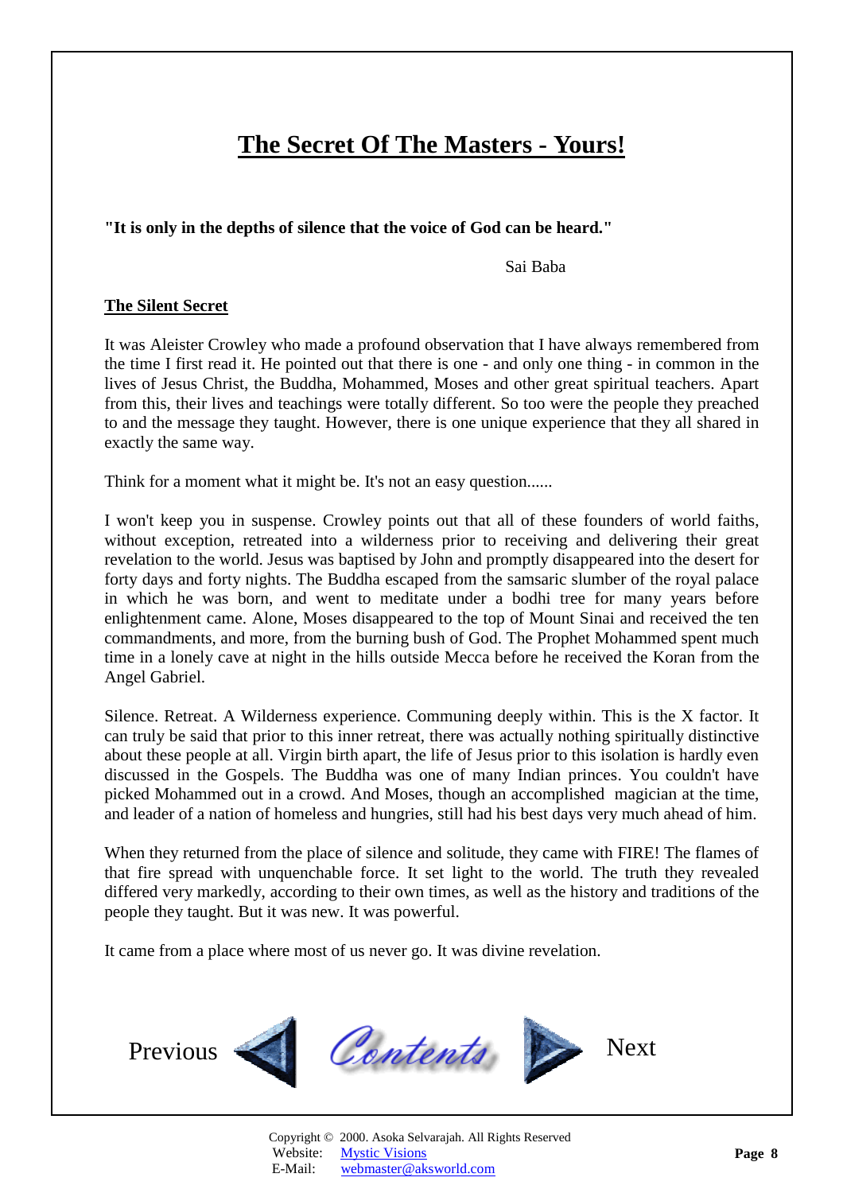# The Secret Of The Masters - Yours!

**"It is only in the depths of silence that the voice of God can be heard."**

Sai Baba

**The Silent Secret**

It was Aleister Crowley who made a profound observation that I have always remembered from the time I first read it. He pointed out that there is one - and only one thing - in common in the lives of Jesus Christ, the Buddha, Mohammed, Moses and other great spiritual teachers. Apart from this, their lives and teachings were totally different. So too were the people they preached to and the message they taught. However, there is one unique experience that they all shared in exactly the same way.

Think for a moment what it might be. It's not an easy question......

I won't keep you in suspense. Crowley points out that all of these founders of world faiths, without exception, retreated into a wilderness prior to receiving and delivering their great revelation to the world. Jesus was baptised by John and promptly disappeared into the desert for forty days and forty nights. The Buddha escaped from the samsaric slumber of the royal palace in which he was born, and went to meditate under a bodhi tree for many years before enlightenment came. Alone, Moses disappeared to the top of Mount Sinai and received the ten commandments, and more, from the burning bush of God. The Prophet Mohammed spent much time in a lonely cave at night in the hills outside Mecca before he received the Koran from the Angel Gabriel.

Silence. Retreat. A Wilderness experience. Communing deeply within. This is the X factor. It can truly be said that prior to this inner retreat, there was actually nothing spiritually distinctive about these people at all. Virgin birth apart, the life of Jesus prior to this isolation is hardly even discussed in the Gospels. The Buddha was one of many Indian princes. You couldn't have picked Mohammed out in a crowd. And Moses, though an accomplished magician at the time, and leader of a nation of homeless and hungries, still had his best days very much ahead of him.

When they returned from the place of silence and solitude, they came with FIRE! The flames of that fire spread with unquenchable force. It set light to the world. The truth they revealed differed very markedly, according to their own times, as well as the history and traditions of the people they taught. But it was new. It was powerful.

It came from a place where most of us never go. It was divine revelation.

Previous Contents Next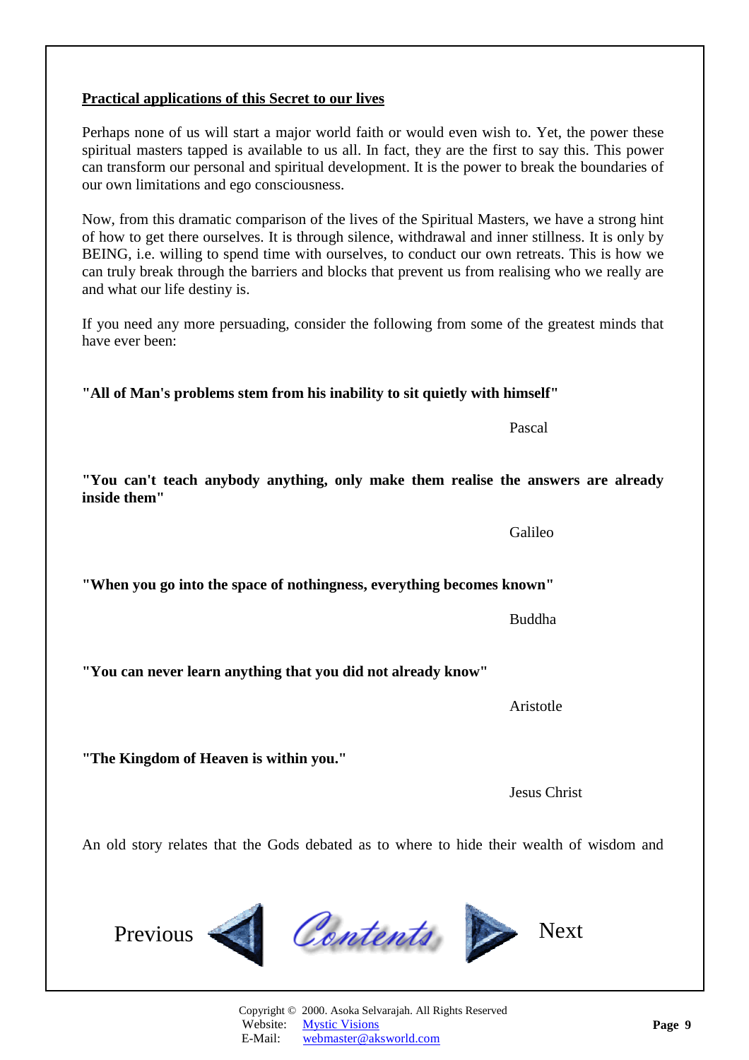**Practical applications of this Secret to our lives**

Perhaps none of us will start a major world faith or would even wish to. Yet, the power these spiritual masters tapped is available to us all. In fact, they are the first to say this. This power can transform our personal and spiritual development. It is the power to break the boundaries of our own limitations and ego consciousness.

Now, from this dramatic comparison of the lives of the Spiritual Masters, we have a strong hint of how to get there ourselves. It is through silence, withdrawal and inner stillness. It is only by BEING, i.e. willing to spend time with ourselves, to conduct our own retreats. This is how we can truly break through the barriers and blocks that prevent us from realising who we really are and what our life destiny is.

If you need any more persuading, consider the following from some of the greatest minds that have ever been:

**"All of Man's problems stem from his inability to sit quietly with himself"**

Pascal

**"You can't teach anybody anything, only make them realise the answers are already inside them"**

Galileo

**"When you go into the space of nothingness, everything becomes known"**

Buddha

**"You can never learn anything that you did not already know"**

Aristotle

**"The Kingdom of Heaven is within you."**

Jesus Christ

An old story relates that the Gods debated as to where to hide their wealth of wisdom and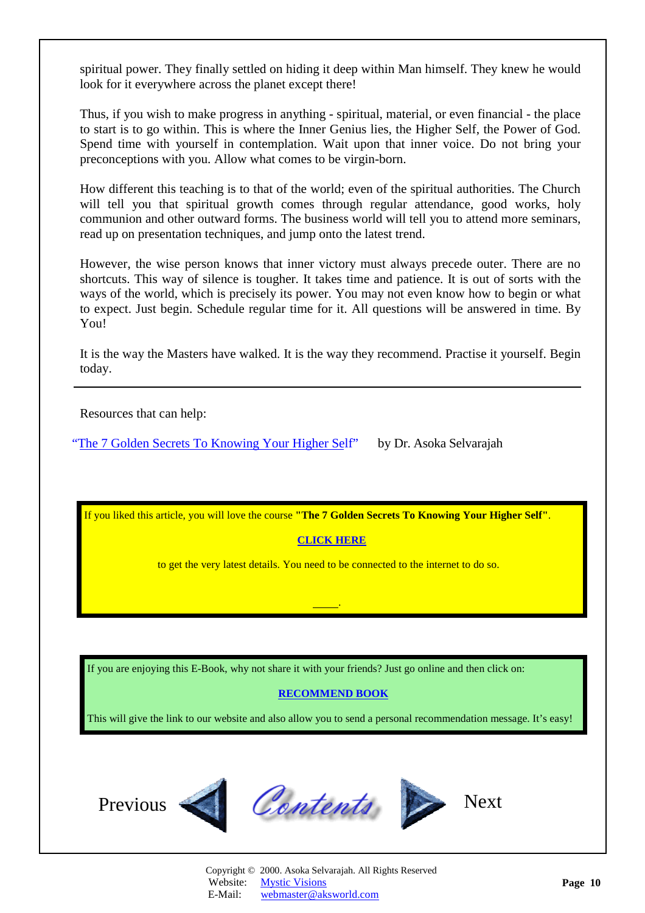spiritual power. They finally settled on hiding it deep within Man himself. They knew he would look for it everywhere across the planet except there!

Thus, if you wish to make progress in anything - spiritual, material, or even financial - the place to start is to go within. This is where the Inner Genius lies, the Higher Self, the Power of God. Spend time with yourself in contemplation. Wait upon that inner voice. Do not bring your preconceptions with you. Allow what comes to be virgin-born.

How different this teaching is to that of the world; even of the spiritual authorities. The Church will tell you that spiritual growth comes through regular attendance, good works, holy communion and other outward forms. The business world will tell you to attend more seminars, read up on presentation techniques, and jump onto the latest trend.

However, the wise person knows that inner victory must always precede outer. There are no shortcuts. This way of silence is tougher. It takes time and patience. It is out of sorts with the ways of the world, which is precisely its power. You may not even know how to begin or what to expect. Just begin. Schedule regular time for it. All questions will be answered in time. By You!

It is the way the Masters have walked. It is the way they recommend. Practise it yourself. Begin today.

---

Resources that can help:

"The 7 Golden Secrets To Knowing Your Higher Self" by Dr. Asoka Selvarajah

If you liked this article, you will love the course **"The 7 Golden Secrets To Knowing Your Higher Self"**.

**CLICK HERE**

to get the very latest details. You need to be connected to the internet to do so.

If you are enjoying this E-Book, why not share it with your friends? Just go online and then click on:

**RECOMMEND BOOK**

This will give the link to our website and also allow you to send a personal recommendation message. It's easy!

Previous Contents Next

Copyright © 2000. Asoka Selvarajah. All Rights Reserved
Website: Mystic Visions
E-Mail: webmaster@aksworld.com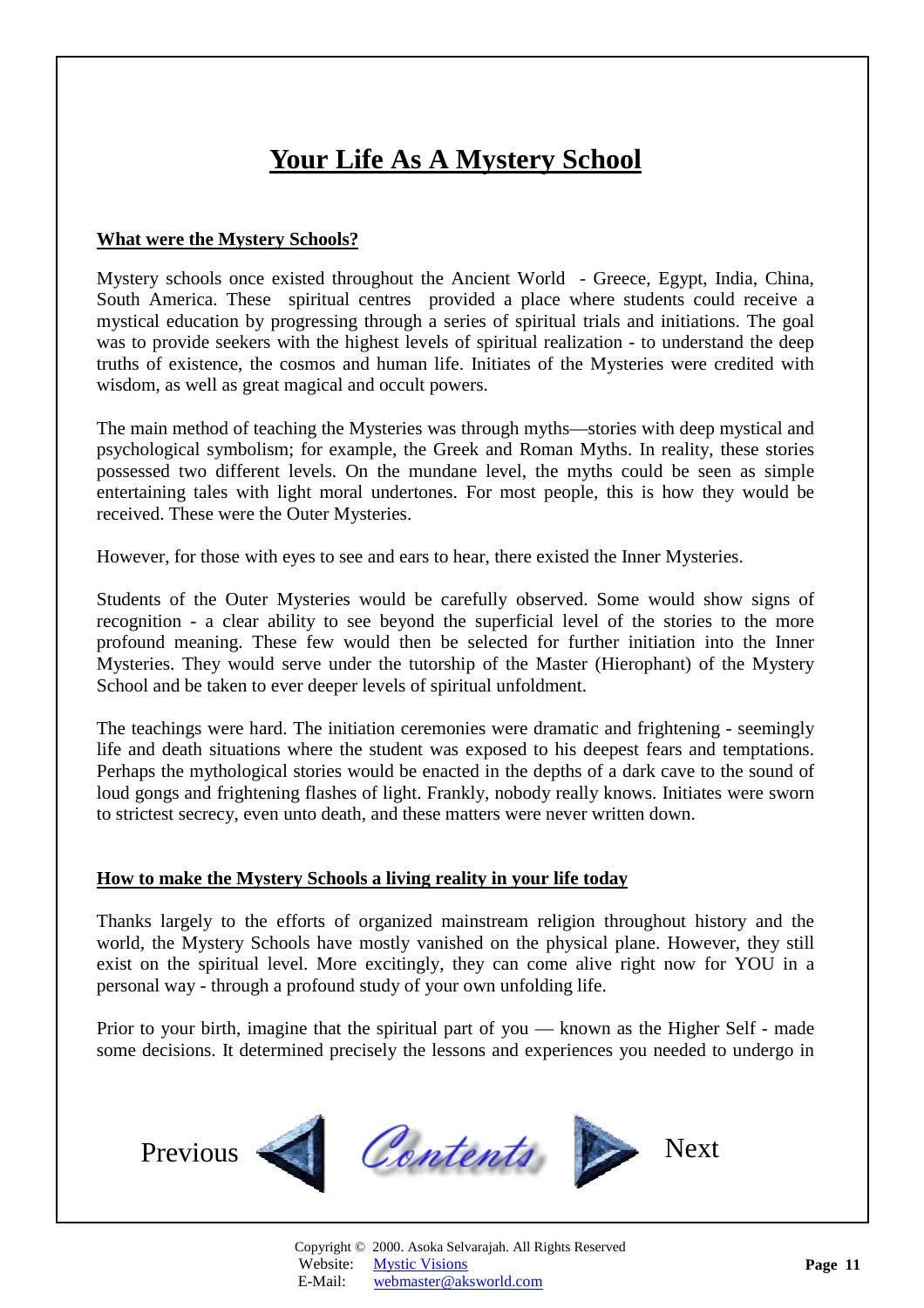# Your Life As A Mystery School

## What were the Mystery Schools?

Mystery schools once existed throughout the Ancient World - Greece, Egypt, India, China, South America. These spiritual centres provided a place where students could receive a mystical education by progressing through a series of spiritual trials and initiations. The goal was to provide seekers with the highest levels of spiritual realization - to understand the deep truths of existence, the cosmos and human life. Initiates of the Mysteries were credited with wisdom, as well as great magical and occult powers.

The main method of teaching the Mysteries was through myths—stories with deep mystical and psychological symbolism; for example, the Greek and Roman Myths. In reality, these stories possessed two different levels. On the mundane level, the myths could be seen as simple entertaining tales with light moral undertones. For most people, this is how they would be received. These were the Outer Mysteries.

However, for those with eyes to see and ears to hear, there existed the Inner Mysteries.

Students of the Outer Mysteries would be carefully observed. Some would show signs of recognition - a clear ability to see beyond the superficial level of the stories to the more profound meaning. These few would then be selected for further initiation into the Inner Mysteries. They would serve under the tutorship of the Master (Hierophant) of the Mystery School and be taken to ever deeper levels of spiritual unfoldment.

The teachings were hard. The initiation ceremonies were dramatic and frightening - seemingly life and death situations where the student was exposed to his deepest fears and temptations. Perhaps the mythological stories would be enacted in the depths of a dark cave to the sound of loud gongs and frightening flashes of light. Frankly, nobody really knows. Initiates were sworn to strictest secrecy, even unto death, and these matters were never written down.

## How to make the Mystery Schools a living reality in your life today

Thanks largely to the efforts of organized mainstream religion throughout history and the world, the Mystery Schools have mostly vanished on the physical plane. However, they still exist on the spiritual level. More excitingly, they can come alive right now for YOU in a personal way - through a profound study of your own unfolding life.

Prior to your birth, imagine that the spiritual part of you — known as the Higher Self - made some decisions. It determined precisely the lessons and experiences you needed to undergo in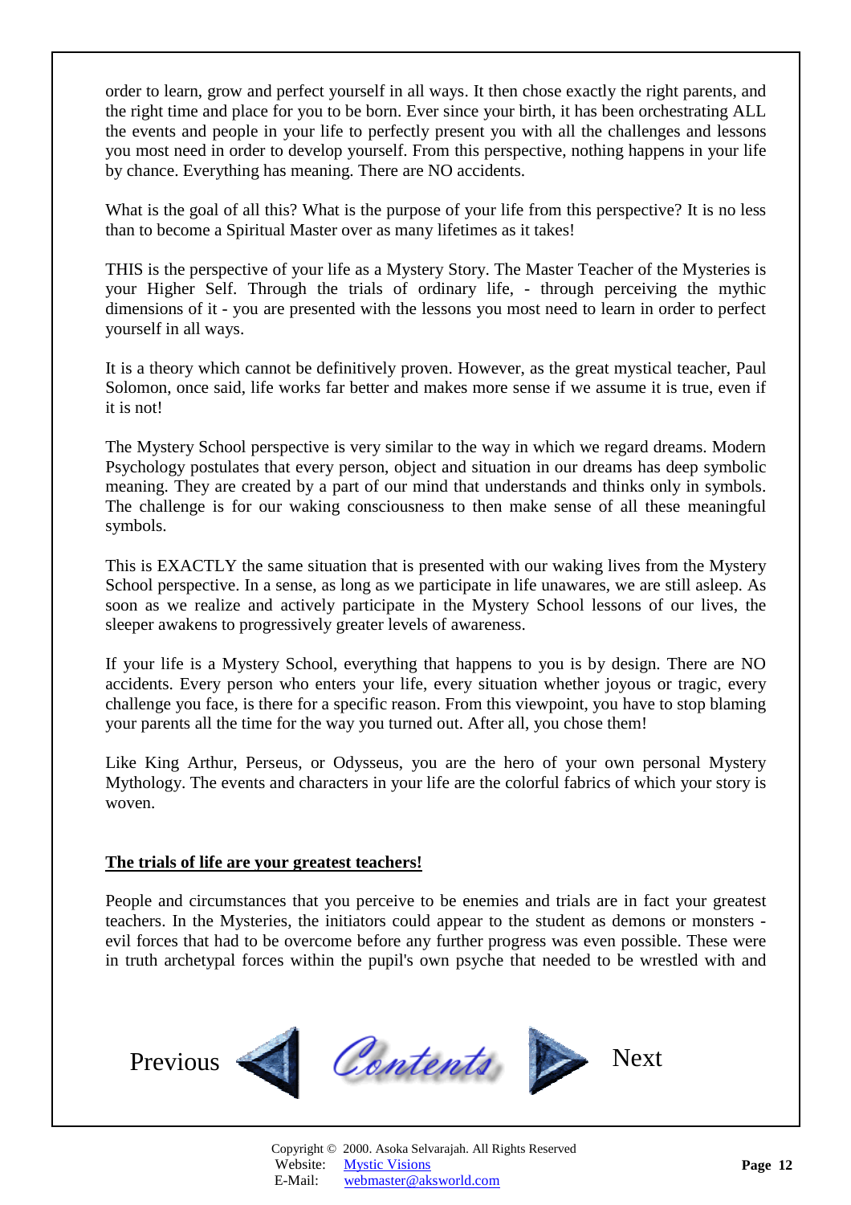order to learn, grow and perfect yourself in all ways. It then chose exactly the right parents, and the right time and place for you to be born. Ever since your birth, it has been orchestrating ALL the events and people in your life to perfectly present you with all the challenges and lessons you most need in order to develop yourself. From this perspective, nothing happens in your life by chance. Everything has meaning. There are NO accidents.

What is the goal of all this? What is the purpose of your life from this perspective? It is no less than to become a Spiritual Master over as many lifetimes as it takes!

THIS is the perspective of your life as a Mystery Story. The Master Teacher of the Mysteries is your Higher Self. Through the trials of ordinary life, - through perceiving the mythic dimensions of it - you are presented with the lessons you most need to learn in order to perfect yourself in all ways.

It is a theory which cannot be definitively proven. However, as the great mystical teacher, Paul Solomon, once said, life works far better and makes more sense if we assume it is true, even if it is not!

The Mystery School perspective is very similar to the way in which we regard dreams. Modern Psychology postulates that every person, object and situation in our dreams has deep symbolic meaning. They are created by a part of our mind that understands and thinks only in symbols. The challenge is for our waking consciousness to then make sense of all these meaningful symbols.

This is EXACTLY the same situation that is presented with our waking lives from the Mystery School perspective. In a sense, as long as we participate in life unawares, we are still asleep. As soon as we realize and actively participate in the Mystery School lessons of our lives, the sleeper awakens to progressively greater levels of awareness.

If your life is a Mystery School, everything that happens to you is by design. There are NO accidents. Every person who enters your life, every situation whether joyous or tragic, every challenge you face, is there for a specific reason. From this viewpoint, you have to stop blaming your parents all the time for the way you turned out. After all, you chose them!

Like King Arthur, Perseus, or Odysseus, you are the hero of your own personal Mystery Mythology. The events and characters in your life are the colorful fabrics of which your story is woven.

## The trials of life are your greatest teachers!

People and circumstances that you perceive to be enemies and trials are in fact your greatest teachers. In the Mysteries, the initiators could appear to the student as demons or monsters - evil forces that had to be overcome before any further progress was even possible. These were in truth archetypal forces within the pupil's own psyche that needed to be wrestled with and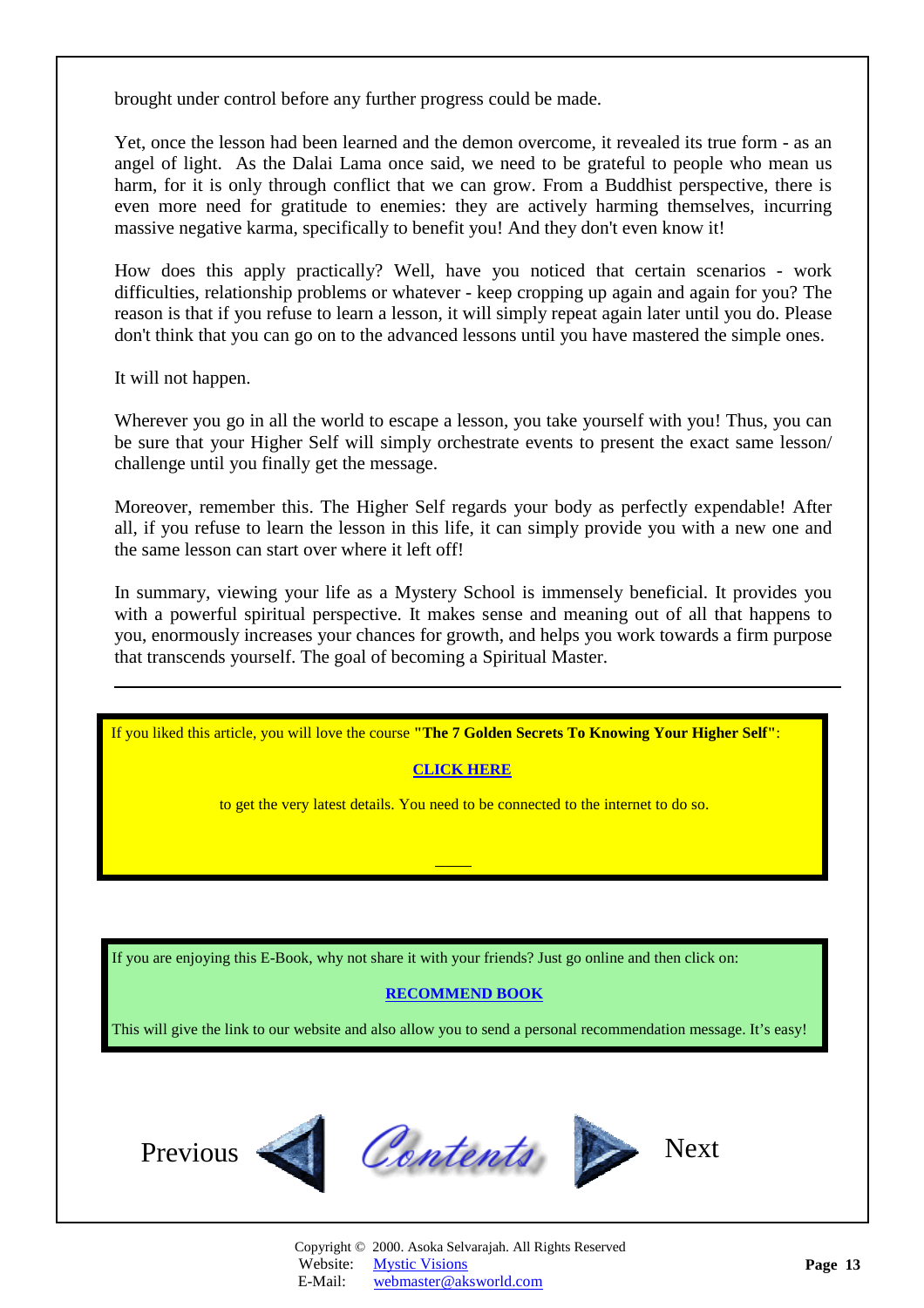brought under control before any further progress could be made.

Yet, once the lesson had been learned and the demon overcome, it revealed its true form - as an angel of light. As the Dalai Lama once said, we need to be grateful to people who mean us harm, for it is only through conflict that we can grow. From a Buddhist perspective, there is even more need for gratitude to enemies: they are actively harming themselves, incurring massive negative karma, specifically to benefit you! And they don't even know it!

How does this apply practically? Well, have you noticed that certain scenarios - work difficulties, relationship problems or whatever - keep cropping up again and again for you? The reason is that if you refuse to learn a lesson, it will simply repeat again later until you do. Please don't think that you can go on to the advanced lessons until you have mastered the simple ones.

It will not happen.

Wherever you go in all the world to escape a lesson, you take yourself with you! Thus, you can be sure that your Higher Self will simply orchestrate events to present the exact same lesson/ challenge until you finally get the message.

Moreover, remember this. The Higher Self regards your body as perfectly expendable! After all, if you refuse to learn the lesson in this life, it can simply provide you with a new one and the same lesson can start over where it left off!

In summary, viewing your life as a Mystery School is immensely beneficial. It provides you with a powerful spiritual perspective. It makes sense and meaning out of all that happens to you, enormously increases your chances for growth, and helps you work towards a firm purpose that transcends yourself. The goal of becoming a Spiritual Master.

---

If you liked this article, you will love the course **"The 7 Golden Secrets To Knowing Your Higher Self"**:

**CLICK HERE**

to get the very latest details. You need to be connected to the internet to do so.

If you are enjoying this E-Book, why not share it with your friends? Just go online and then click on:

**RECOMMEND BOOK**

This will give the link to our website and also allow you to send a personal recommendation message. It's easy!

Previous Contents Next

Copyright © 2000. Asoka Selvarajah. All Rights Reserved
Website: Mystic Visions
E-Mail: webmaster@aksworld.com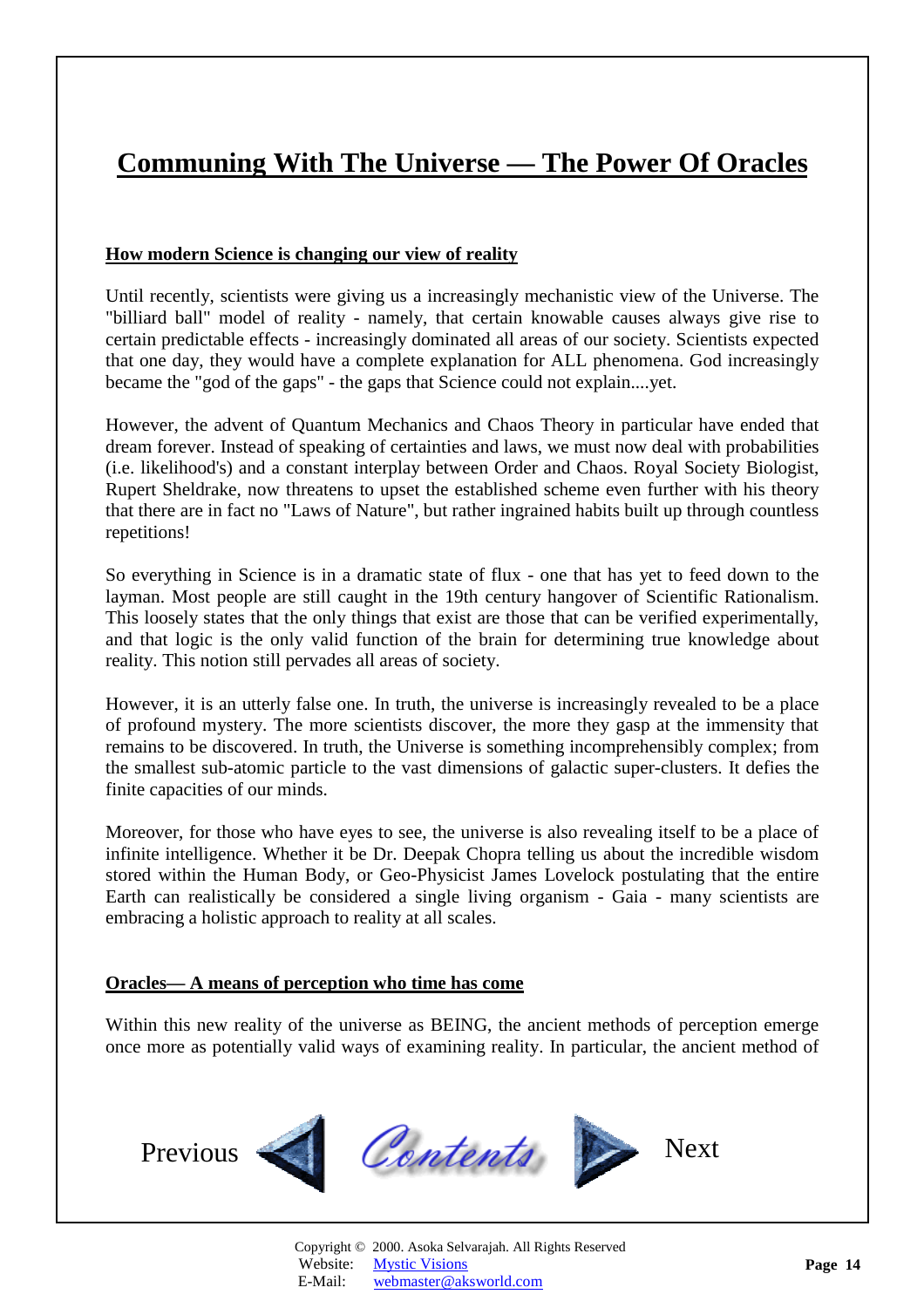# Communing With The Universe — The Power Of Oracles

## How modern Science is changing our view of reality

Until recently, scientists were giving us a increasingly mechanistic view of the Universe. The "billiard ball" model of reality - namely, that certain knowable causes always give rise to certain predictable effects - increasingly dominated all areas of our society. Scientists expected that one day, they would have a complete explanation for ALL phenomena. God increasingly became the "god of the gaps" - the gaps that Science could not explain....yet.

However, the advent of Quantum Mechanics and Chaos Theory in particular have ended that dream forever. Instead of speaking of certainties and laws, we must now deal with probabilities (i.e. likelihood's) and a constant interplay between Order and Chaos. Royal Society Biologist, Rupert Sheldrake, now threatens to upset the established scheme even further with his theory that there are in fact no "Laws of Nature", but rather ingrained habits built up through countless repetitions!

So everything in Science is in a dramatic state of flux - one that has yet to feed down to the layman. Most people are still caught in the 19th century hangover of Scientific Rationalism. This loosely states that the only things that exist are those that can be verified experimentally, and that logic is the only valid function of the brain for determining true knowledge about reality. This notion still pervades all areas of society.

However, it is an utterly false one. In truth, the universe is increasingly revealed to be a place of profound mystery. The more scientists discover, the more they gasp at the immensity that remains to be discovered. In truth, the Universe is something incomprehensibly complex; from the smallest sub-atomic particle to the vast dimensions of galactic super-clusters. It defies the finite capacities of our minds.

Moreover, for those who have eyes to see, the universe is also revealing itself to be a place of infinite intelligence. Whether it be Dr. Deepak Chopra telling us about the incredible wisdom stored within the Human Body, or Geo-Physicist James Lovelock postulating that the entire Earth can realistically be considered a single living organism - Gaia - many scientists are embracing a holistic approach to reality at all scales.

## Oracles— A means of perception who time has come

Within this new reality of the universe as BEING, the ancient methods of perception emerge once more as potentially valid ways of examining reality. In particular, the ancient method of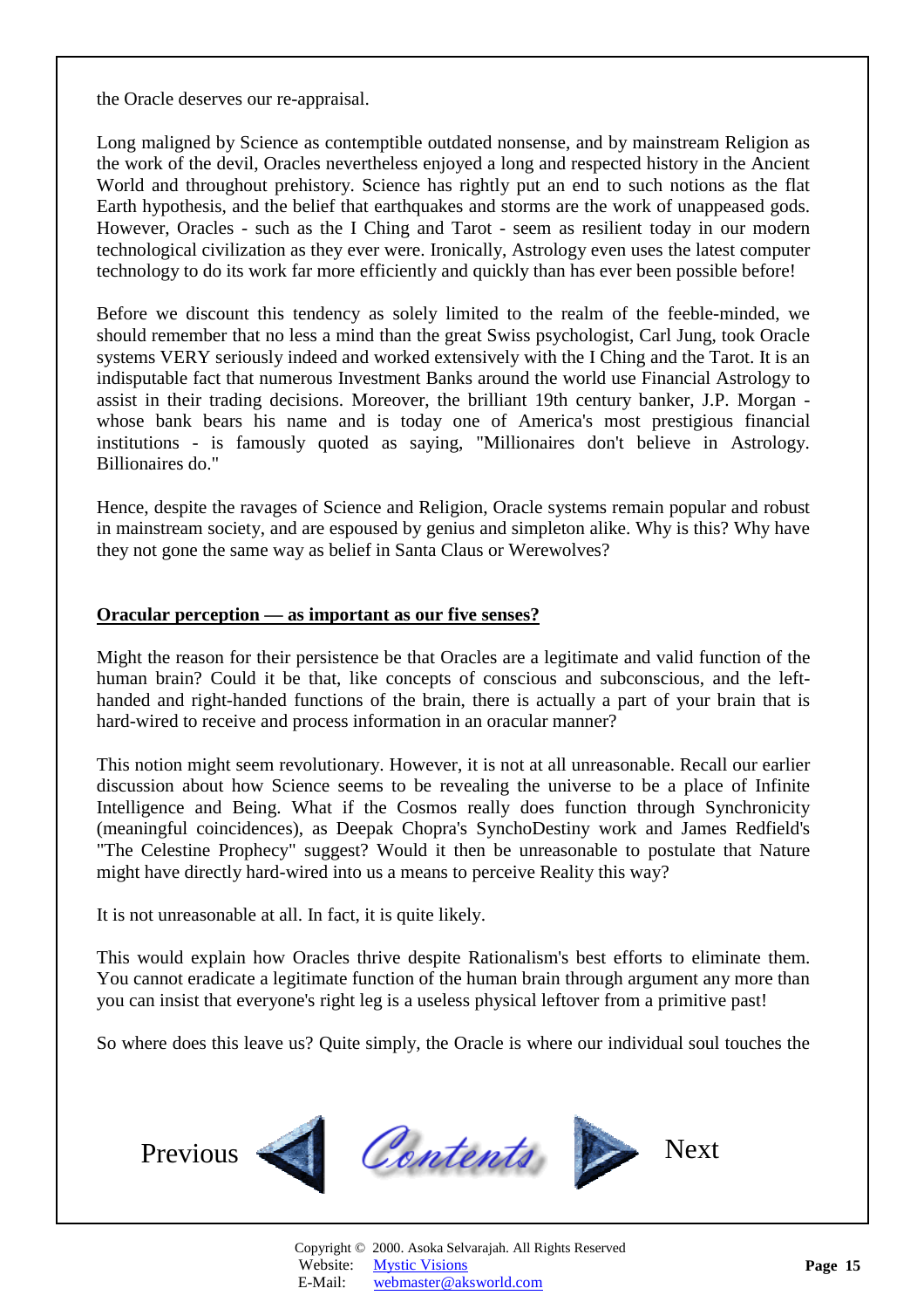the Oracle deserves our re-appraisal.

Long maligned by Science as contemptible outdated nonsense, and by mainstream Religion as the work of the devil, Oracles nevertheless enjoyed a long and respected history in the Ancient World and throughout prehistory. Science has rightly put an end to such notions as the flat Earth hypothesis, and the belief that earthquakes and storms are the work of unappeased gods. However, Oracles - such as the I Ching and Tarot - seem as resilient today in our modern technological civilization as they ever were. Ironically, Astrology even uses the latest computer technology to do its work far more efficiently and quickly than has ever been possible before!

Before we discount this tendency as solely limited to the realm of the feeble-minded, we should remember that no less a mind than the great Swiss psychologist, Carl Jung, took Oracle systems VERY seriously indeed and worked extensively with the I Ching and the Tarot. It is an indisputable fact that numerous Investment Banks around the world use Financial Astrology to assist in their trading decisions. Moreover, the brilliant 19th century banker, J.P. Morgan - whose bank bears his name and is today one of America's most prestigious financial institutions - is famously quoted as saying, "Millionaires don't believe in Astrology. Billionaires do."

Hence, despite the ravages of Science and Religion, Oracle systems remain popular and robust in mainstream society, and are espoused by genius and simpleton alike. Why is this? Why have they not gone the same way as belief in Santa Claus or Werewolves?

## Oracular perception — as important as our five senses?

Might the reason for their persistence be that Oracles are a legitimate and valid function of the human brain? Could it be that, like concepts of conscious and subconscious, and the left-handed and right-handed functions of the brain, there is actually a part of your brain that is hard-wired to receive and process information in an oracular manner?

This notion might seem revolutionary. However, it is not at all unreasonable. Recall our earlier discussion about how Science seems to be revealing the universe to be a place of Infinite Intelligence and Being. What if the Cosmos really does function through Synchronicity (meaningful coincidences), as Deepak Chopra's SynchoDestiny work and James Redfield's "The Celestine Prophecy" suggest? Would it then be unreasonable to postulate that Nature might have directly hard-wired into us a means to perceive Reality this way?

It is not unreasonable at all. In fact, it is quite likely.

This would explain how Oracles thrive despite Rationalism's best efforts to eliminate them. You cannot eradicate a legitimate function of the human brain through argument any more than you can insist that everyone's right leg is a useless physical leftover from a primitive past!

So where does this leave us? Quite simply, the Oracle is where our individual soul touches the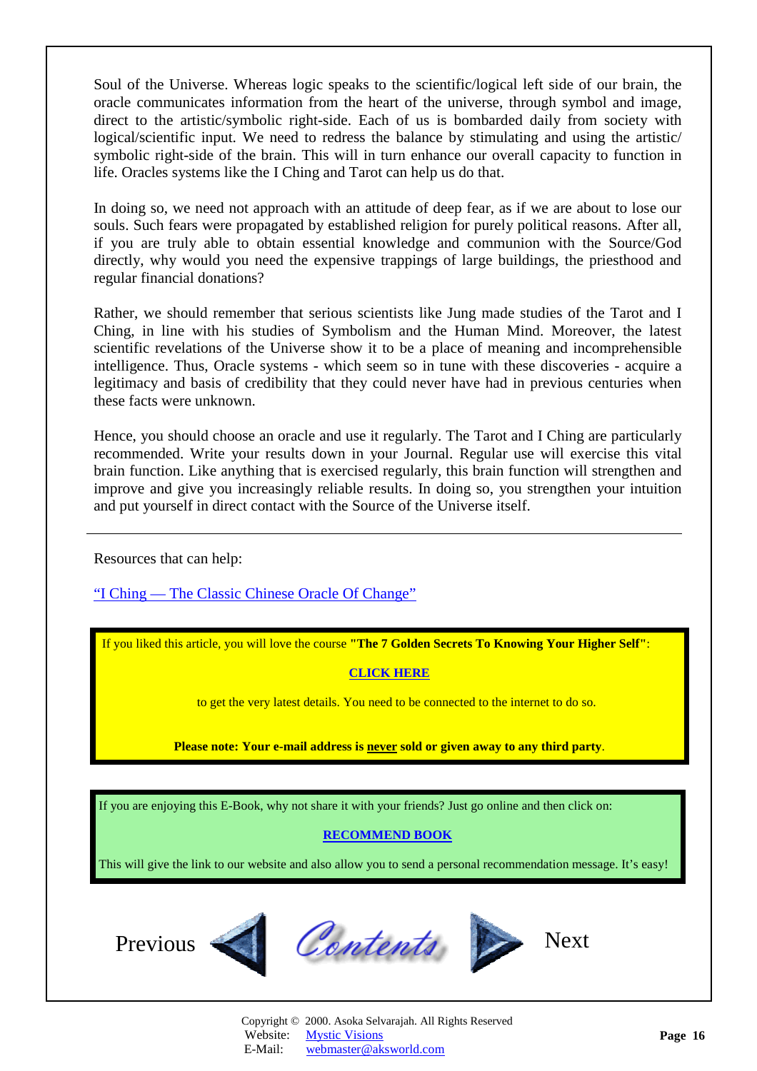Soul of the Universe. Whereas logic speaks to the scientific/logical left side of our brain, the oracle communicates information from the heart of the universe, through symbol and image, direct to the artistic/symbolic right-side. Each of us is bombarded daily from society with logical/scientific input. We need to redress the balance by stimulating and using the artistic/ symbolic right-side of the brain. This will in turn enhance our overall capacity to function in life. Oracles systems like the I Ching and Tarot can help us do that.

In doing so, we need not approach with an attitude of deep fear, as if we are about to lose our souls. Such fears were propagated by established religion for purely political reasons. After all, if you are truly able to obtain essential knowledge and communion with the Source/God directly, why would you need the expensive trappings of large buildings, the priesthood and regular financial donations?

Rather, we should remember that serious scientists like Jung made studies of the Tarot and I Ching, in line with his studies of Symbolism and the Human Mind. Moreover, the latest scientific revelations of the Universe show it to be a place of meaning and incomprehensible intelligence. Thus, Oracle systems - which seem so in tune with these discoveries - acquire a legitimacy and basis of credibility that they could never have had in previous centuries when these facts were unknown.

Hence, you should choose an oracle and use it regularly. The Tarot and I Ching are particularly recommended. Write your results down in your Journal. Regular use will exercise this vital brain function. Like anything that is exercised regularly, this brain function will strengthen and improve and give you increasingly reliable results. In doing so, you strengthen your intuition and put yourself in direct contact with the Source of the Universe itself.

---

Resources that can help:

"I Ching — The Classic Chinese Oracle Of Change"

If you liked this article, you will love the course **"The 7 Golden Secrets To Knowing Your Higher Self"**:

**CLICK HERE**

to get the very latest details. You need to be connected to the internet to do so.

**Please note: Your e-mail address is never sold or given away to any third party**.

If you are enjoying this E-Book, why not share it with your friends? Just go online and then click on:

**RECOMMEND BOOK**

This will give the link to our website and also allow you to send a personal recommendation message. It's easy!

Previous Contents Next

Copyright © 2000. Asoka Selvarajah. All Rights Reserved
Website: Mystic Visions
E-Mail: webmaster@aksworld.com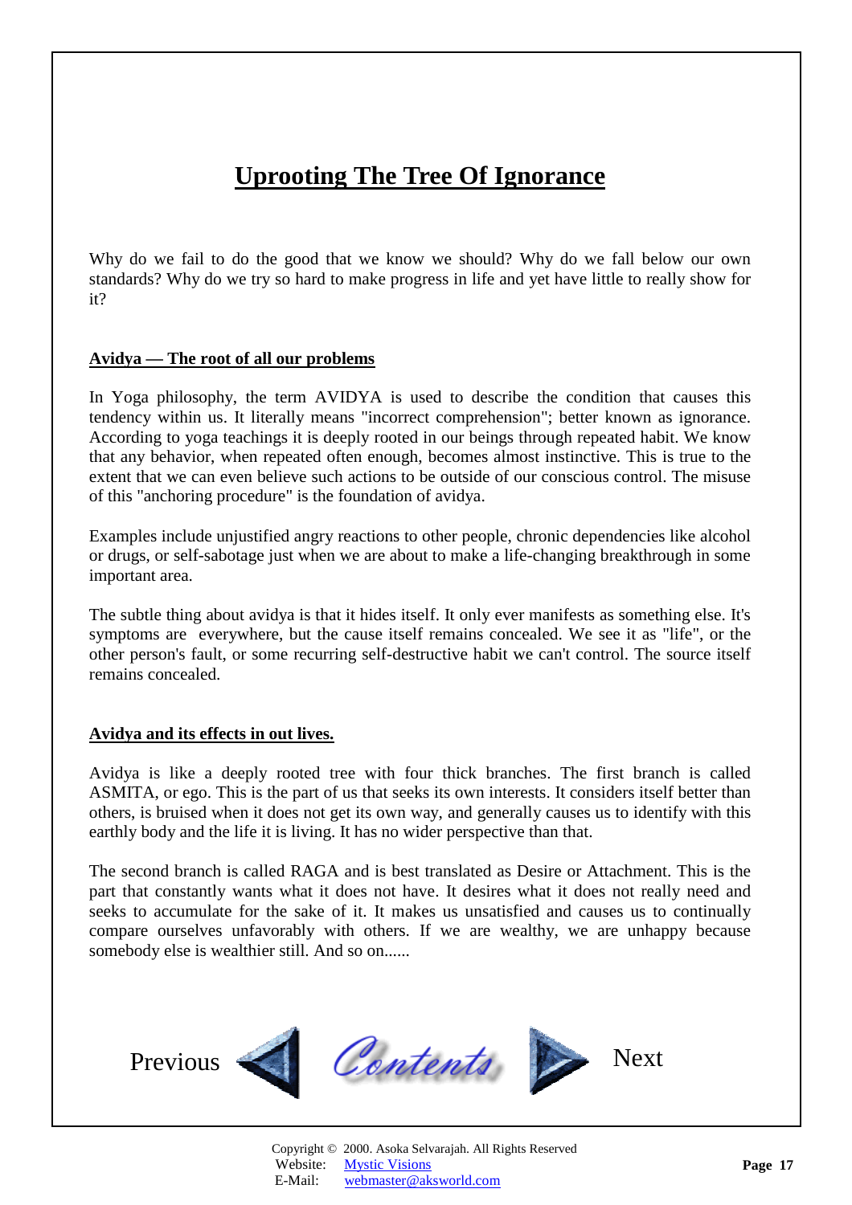# Uprooting The Tree Of Ignorance

Why do we fail to do the good that we know we should? Why do we fall below our own standards? Why do we try so hard to make progress in life and yet have little to really show for it?

## Avidya — The root of all our problems

In Yoga philosophy, the term AVIDYA is used to describe the condition that causes this tendency within us. It literally means "incorrect comprehension"; better known as ignorance. According to yoga teachings it is deeply rooted in our beings through repeated habit. We know that any behavior, when repeated often enough, becomes almost instinctive. This is true to the extent that we can even believe such actions to be outside of our conscious control. The misuse of this "anchoring procedure" is the foundation of avidya.

Examples include unjustified angry reactions to other people, chronic dependencies like alcohol or drugs, or self-sabotage just when we are about to make a life-changing breakthrough in some important area.

The subtle thing about avidya is that it hides itself. It only ever manifests as something else. It's symptoms are everywhere, but the cause itself remains concealed. We see it as "life", or the other person's fault, or some recurring self-destructive habit we can't control. The source itself remains concealed.

## Avidya and its effects in out lives.

Avidya is like a deeply rooted tree with four thick branches. The first branch is called ASMITA, or ego. This is the part of us that seeks its own interests. It considers itself better than others, is bruised when it does not get its own way, and generally causes us to identify with this earthly body and the life it is living. It has no wider perspective than that.

The second branch is called RAGA and is best translated as Desire or Attachment. This is the part that constantly wants what it does not have. It desires what it does not really need and seeks to accumulate for the sake of it. It makes us unsatisfied and causes us to continually compare ourselves unfavorably with others. If we are wealthy, we are unhappy because somebody else is wealthier still. And so on......

Previous Contents Next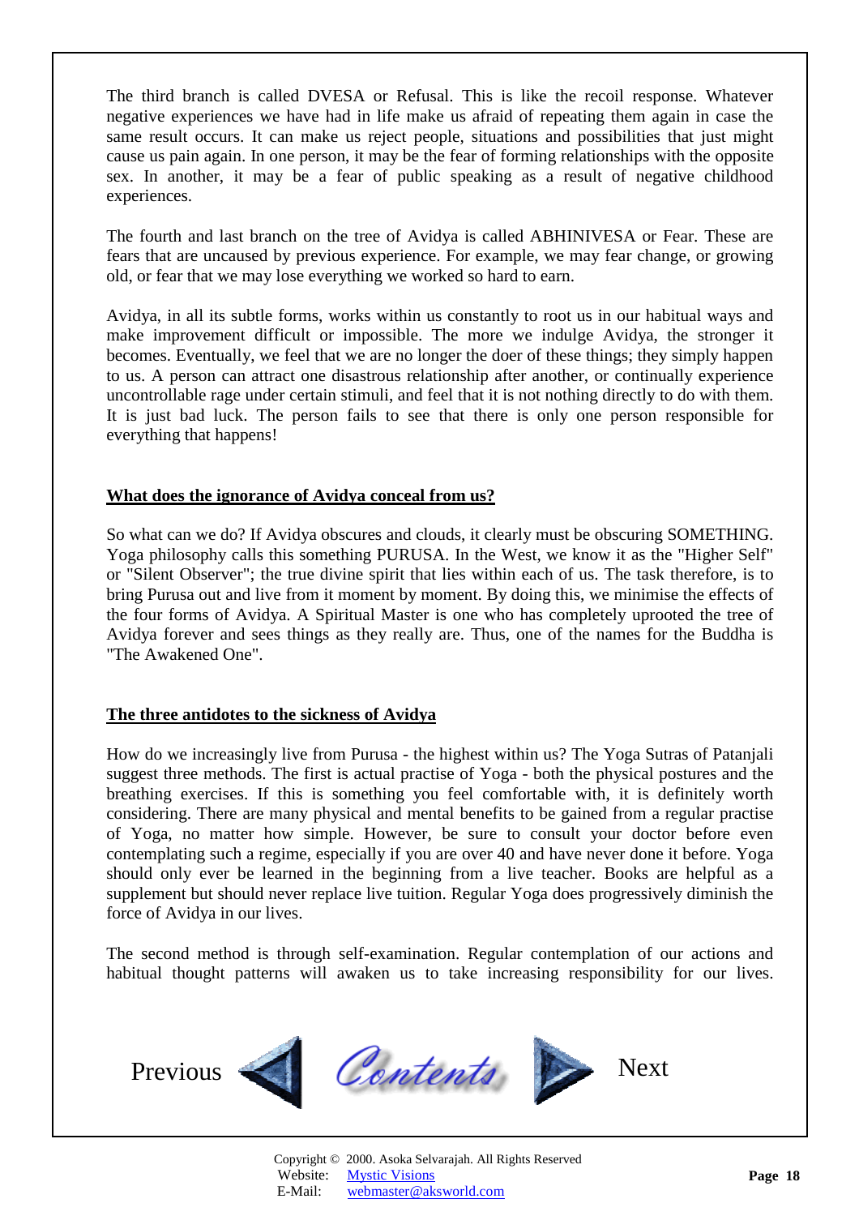The third branch is called DVESA or Refusal. This is like the recoil response. Whatever negative experiences we have had in life make us afraid of repeating them again in case the same result occurs. It can make us reject people, situations and possibilities that just might cause us pain again. In one person, it may be the fear of forming relationships with the opposite sex. In another, it may be a fear of public speaking as a result of negative childhood experiences.

The fourth and last branch on the tree of Avidya is called ABHINIVESA or Fear. These are fears that are uncaused by previous experience. For example, we may fear change, or growing old, or fear that we may lose everything we worked so hard to earn.

Avidya, in all its subtle forms, works within us constantly to root us in our habitual ways and make improvement difficult or impossible. The more we indulge Avidya, the stronger it becomes. Eventually, we feel that we are no longer the doer of these things; they simply happen to us. A person can attract one disastrous relationship after another, or continually experience uncontrollable rage under certain stimuli, and feel that it is not nothing directly to do with them. It is just bad luck. The person fails to see that there is only one person responsible for everything that happens!

## What does the ignorance of Avidya conceal from us?

So what can we do? If Avidya obscures and clouds, it clearly must be obscuring SOMETHING. Yoga philosophy calls this something PURUSA. In the West, we know it as the "Higher Self" or "Silent Observer"; the true divine spirit that lies within each of us. The task therefore, is to bring Purusa out and live from it moment by moment. By doing this, we minimise the effects of the four forms of Avidya. A Spiritual Master is one who has completely uprooted the tree of Avidya forever and sees things as they really are. Thus, one of the names for the Buddha is "The Awakened One".

## The three antidotes to the sickness of Avidya

How do we increasingly live from Purusa - the highest within us? The Yoga Sutras of Patanjali suggest three methods. The first is actual practise of Yoga - both the physical postures and the breathing exercises. If this is something you feel comfortable with, it is definitely worth considering. There are many physical and mental benefits to be gained from a regular practise of Yoga, no matter how simple. However, be sure to consult your doctor before even contemplating such a regime, especially if you are over 40 and have never done it before. Yoga should only ever be learned in the beginning from a live teacher. Books are helpful as a supplement but should never replace live tuition. Regular Yoga does progressively diminish the force of Avidya in our lives.

The second method is through self-examination. Regular contemplation of our actions and habitual thought patterns will awaken us to take increasing responsibility for our lives.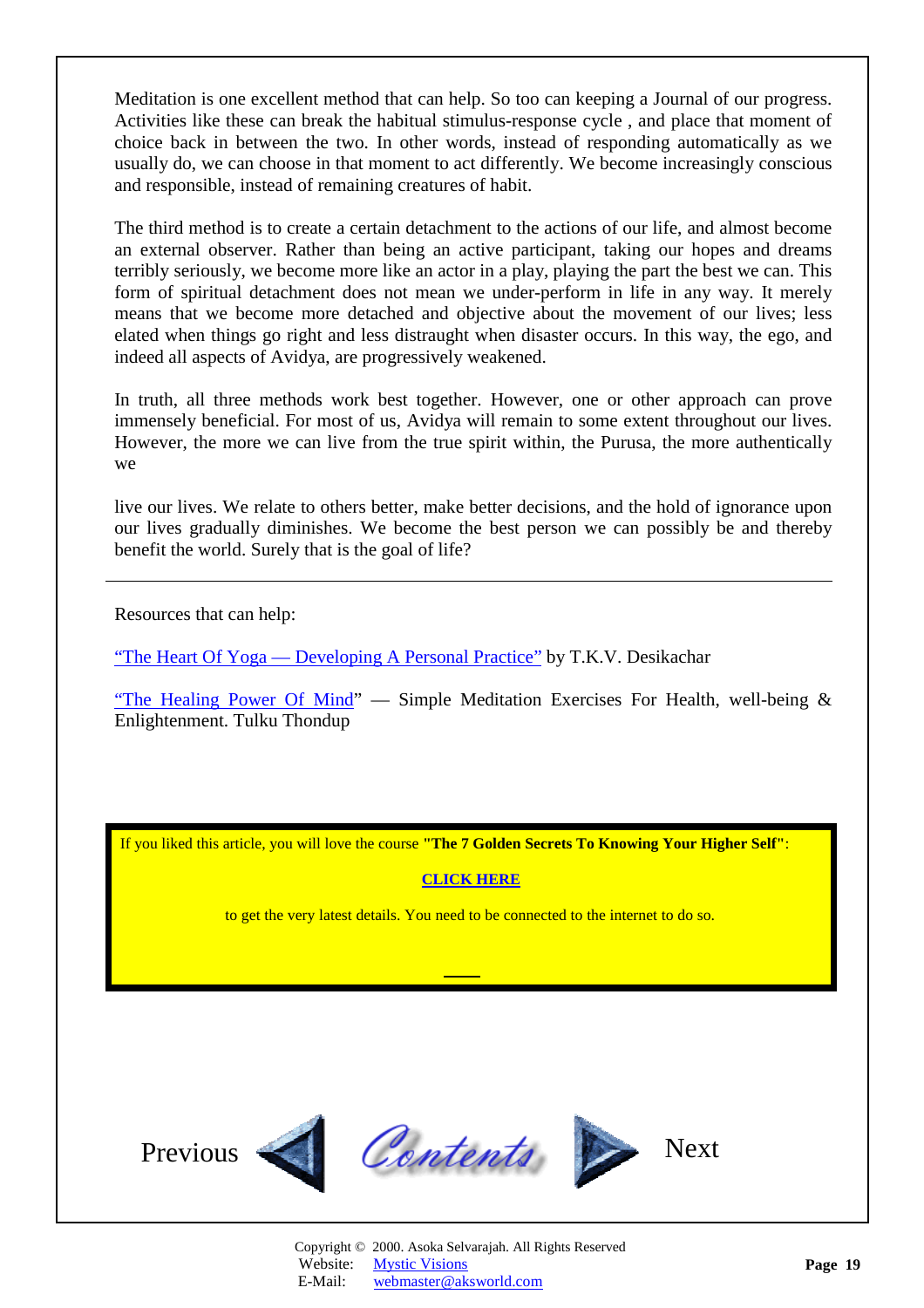Meditation is one excellent method that can help. So too can keeping a Journal of our progress. Activities like these can break the habitual stimulus-response cycle , and place that moment of choice back in between the two. In other words, instead of responding automatically as we usually do, we can choose in that moment to act differently. We become increasingly conscious and responsible, instead of remaining creatures of habit.

The third method is to create a certain detachment to the actions of our life, and almost become an external observer. Rather than being an active participant, taking our hopes and dreams terribly seriously, we become more like an actor in a play, playing the part the best we can. This form of spiritual detachment does not mean we under-perform in life in any way. It merely means that we become more detached and objective about the movement of our lives; less elated when things go right and less distraught when disaster occurs. In this way, the ego, and indeed all aspects of Avidya, are progressively weakened.

In truth, all three methods work best together. However, one or other approach can prove immensely beneficial. For most of us, Avidya will remain to some extent throughout our lives. However, the more we can live from the true spirit within, the Purusa, the more authentically we live our lives. We relate to others better, make better decisions, and the hold of ignorance upon our lives gradually diminishes. We become the best person we can possibly be and thereby benefit the world. Surely that is the goal of life?

---

Resources that can help:

"The Heart Of Yoga — Developing A Personal Practice" by T.K.V. Desikachar

"The Healing Power Of Mind" — Simple Meditation Exercises For Health, well-being & Enlightenment. Tulku Thondup

If you liked this article, you will love the course **"The 7 Golden Secrets To Knowing Your Higher Self"**:

**CLICK HERE**

to get the very latest details. You need to be connected to the internet to do so.

Previous Contents Next

Copyright © 2000. Asoka Selvarajah. All Rights Reserved
Website: Mystic Visions
E-Mail: webmaster@aksworld.com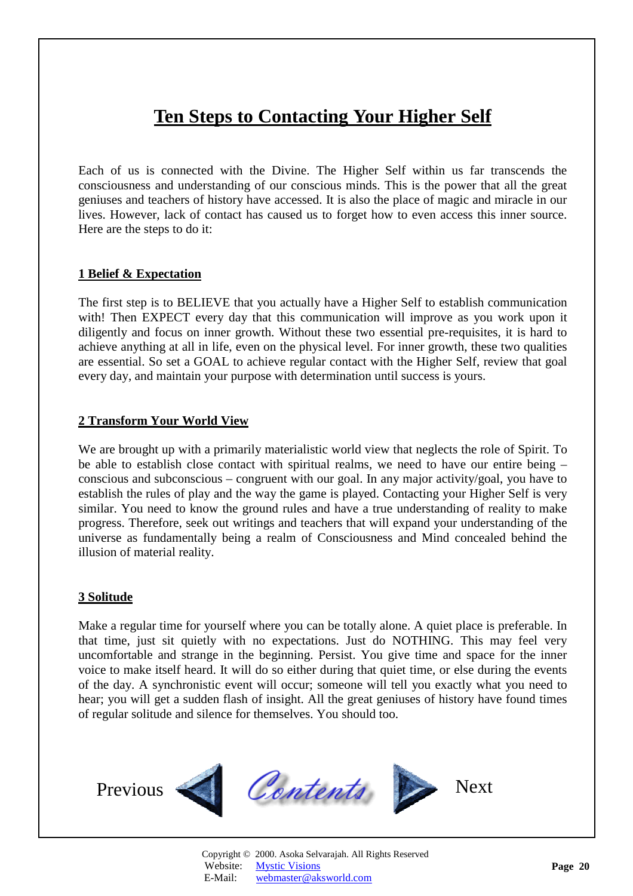# Ten Steps to Contacting Your Higher Self

Each of us is connected with the Divine. The Higher Self within us far transcends the consciousness and understanding of our conscious minds. This is the power that all the great geniuses and teachers of history have accessed. It is also the place of magic and miracle in our lives. However, lack of contact has caused us to forget how to even access this inner source. Here are the steps to do it:

## 1 Belief & Expectation

The first step is to BELIEVE that you actually have a Higher Self to establish communication with! Then EXPECT every day that this communication will improve as you work upon it diligently and focus on inner growth. Without these two essential pre-requisites, it is hard to achieve anything at all in life, even on the physical level. For inner growth, these two qualities are essential. So set a GOAL to achieve regular contact with the Higher Self, review that goal every day, and maintain your purpose with determination until success is yours.

## 2 Transform Your World View

We are brought up with a primarily materialistic world view that neglects the role of Spirit. To be able to establish close contact with spiritual realms, we need to have our entire being – conscious and subconscious – congruent with our goal. In any major activity/goal, you have to establish the rules of play and the way the game is played. Contacting your Higher Self is very similar. You need to know the ground rules and have a true understanding of reality to make progress. Therefore, seek out writings and teachers that will expand your understanding of the universe as fundamentally being a realm of Consciousness and Mind concealed behind the illusion of material reality.

## 3 Solitude

Make a regular time for yourself where you can be totally alone. A quiet place is preferable. In that time, just sit quietly with no expectations. Just do NOTHING. This may feel very uncomfortable and strange in the beginning. Persist. You give time and space for the inner voice to make itself heard. It will do so either during that quiet time, or else during the events of the day. A synchronistic event will occur; someone will tell you exactly what you need to hear; you will get a sudden flash of insight. All the great geniuses of history have found times of regular solitude and silence for themselves. You should too.

Previous Contents Next

Copyright © 2000. Asoka Selvarajah. All Rights Reserved
Website: Mystic Visions
E-Mail: webmaster@aksworld.com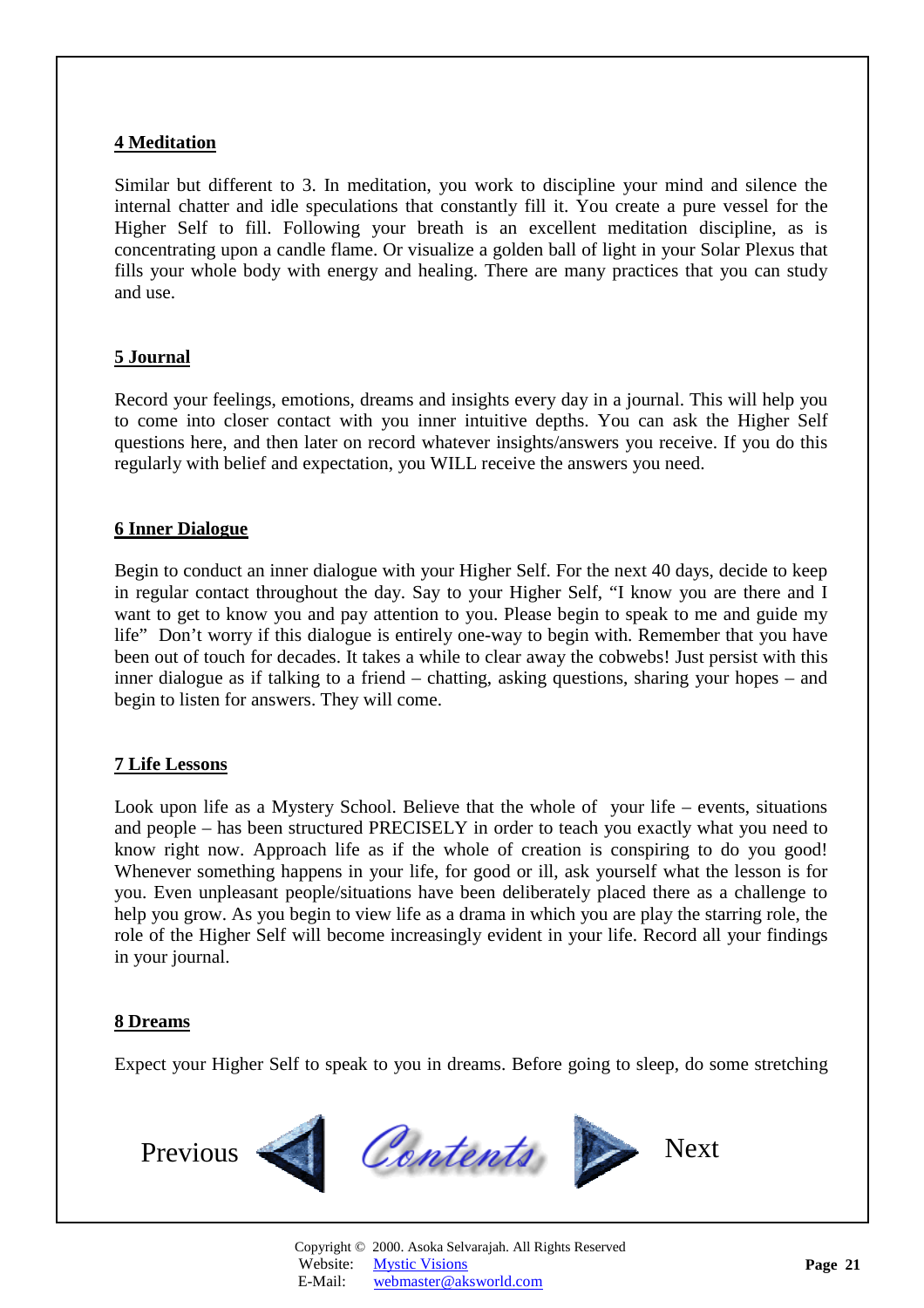**4 Meditation**

Similar but different to 3. In meditation, you work to discipline your mind and silence the internal chatter and idle speculations that constantly fill it. You create a pure vessel for the Higher Self to fill. Following your breath is an excellent meditation discipline, as is concentrating upon a candle flame. Or visualize a golden ball of light in your Solar Plexus that fills your whole body with energy and healing. There are many practices that you can study and use.

**5 Journal**

Record your feelings, emotions, dreams and insights every day in a journal. This will help you to come into closer contact with you inner intuitive depths. You can ask the Higher Self questions here, and then later on record whatever insights/answers you receive. If you do this regularly with belief and expectation, you WILL receive the answers you need.

**6 Inner Dialogue**

Begin to conduct an inner dialogue with your Higher Self. For the next 40 days, decide to keep in regular contact throughout the day. Say to your Higher Self, "I know you are there and I want to get to know you and pay attention to you. Please begin to speak to me and guide my life" Don't worry if this dialogue is entirely one-way to begin with. Remember that you have been out of touch for decades. It takes a while to clear away the cobwebs! Just persist with this inner dialogue as if talking to a friend – chatting, asking questions, sharing your hopes – and begin to listen for answers. They will come.

**7 Life Lessons**

Look upon life as a Mystery School. Believe that the whole of your life – events, situations and people – has been structured PRECISELY in order to teach you exactly what you need to know right now. Approach life as if the whole of creation is conspiring to do you good! Whenever something happens in your life, for good or ill, ask yourself what the lesson is for you. Even unpleasant people/situations have been deliberately placed there as a challenge to help you grow. As you begin to view life as a drama in which you are play the starring role, the role of the Higher Self will become increasingly evident in your life. Record all your findings in your journal.

**8 Dreams**

Expect your Higher Self to speak to you in dreams. Before going to sleep, do some stretching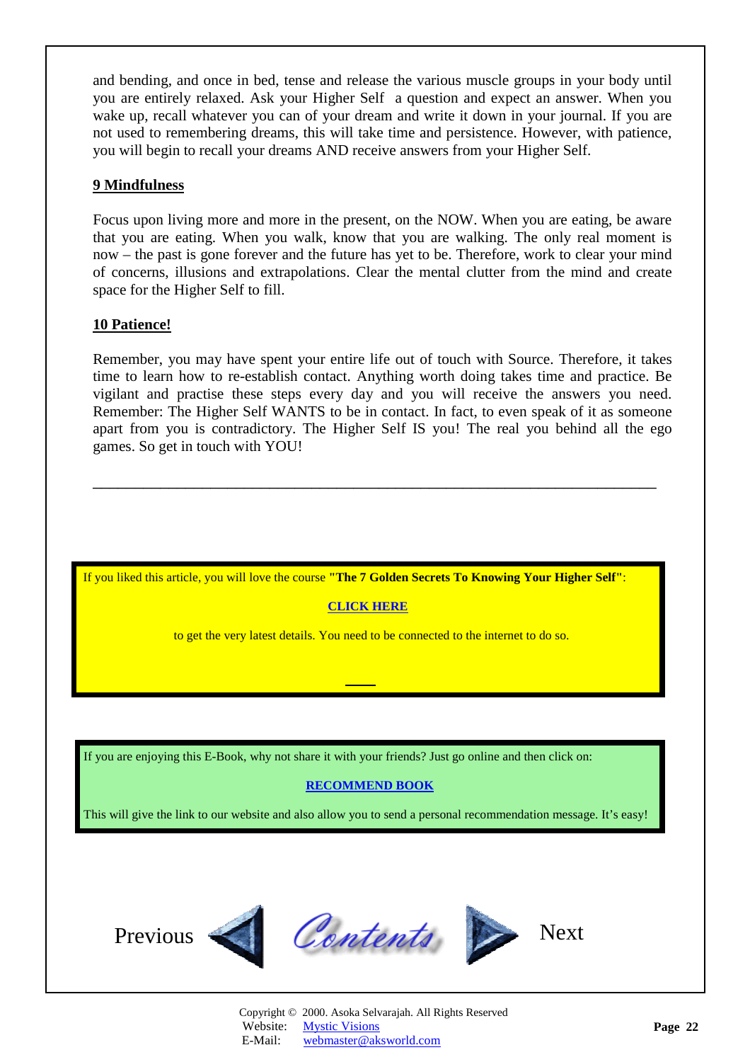and bending, and once in bed, tense and release the various muscle groups in your body until you are entirely relaxed. Ask your Higher Self a question and expect an answer. When you wake up, recall whatever you can of your dream and write it down in your journal. If you are not used to remembering dreams, this will take time and persistence. However, with patience, you will begin to recall your dreams AND receive answers from your Higher Self.

**9 Mindfulness**

Focus upon living more and more in the present, on the NOW. When you are eating, be aware that you are eating. When you walk, know that you are walking. The only real moment is now – the past is gone forever and the future has yet to be. Therefore, work to clear your mind of concerns, illusions and extrapolations. Clear the mental clutter from the mind and create space for the Higher Self to fill.

**10 Patience!**

Remember, you may have spent your entire life out of touch with Source. Therefore, it takes time to learn how to re-establish contact. Anything worth doing takes time and practice. Be vigilant and practise these steps every day and you will receive the answers you need. Remember: The Higher Self WANTS to be in contact. In fact, to even speak of it as someone apart from you is contradictory. The Higher Self IS you! The real you behind all the ego games. So get in touch with YOU!

---

If you liked this article, you will love the course **"The 7 Golden Secrets To Knowing Your Higher Self"**:

**CLICK HERE**

to get the very latest details. You need to be connected to the internet to do so.

If you are enjoying this E-Book, why not share it with your friends? Just go online and then click on:

**RECOMMEND BOOK**

This will give the link to our website and also allow you to send a personal recommendation message. It's easy!

Previous Contents Next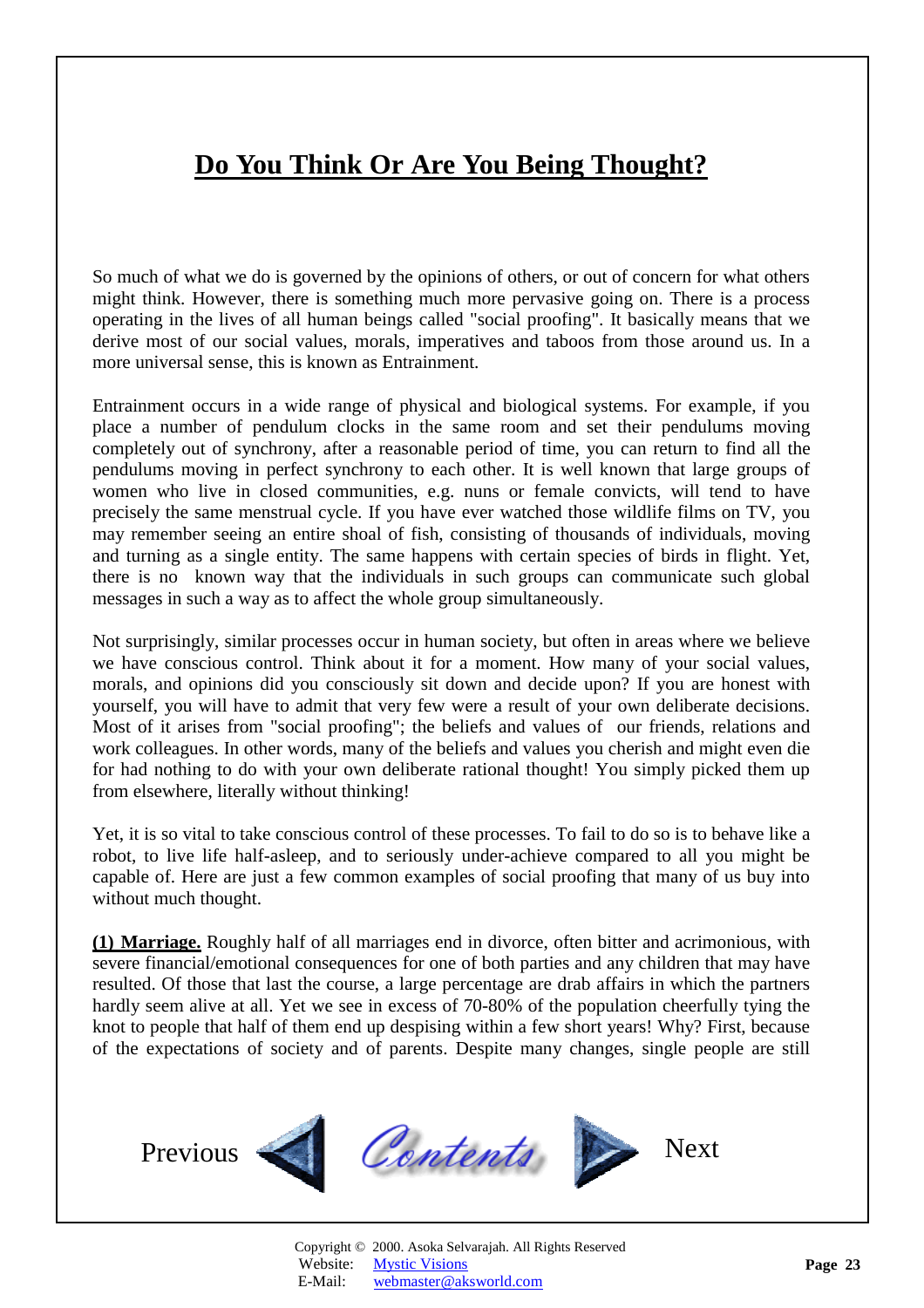# Do You Think Or Are You Being Thought?

So much of what we do is governed by the opinions of others, or out of concern for what others might think. However, there is something much more pervasive going on. There is a process operating in the lives of all human beings called "social proofing". It basically means that we derive most of our social values, morals, imperatives and taboos from those around us. In a more universal sense, this is known as Entrainment.

Entrainment occurs in a wide range of physical and biological systems. For example, if you place a number of pendulum clocks in the same room and set their pendulums moving completely out of synchrony, after a reasonable period of time, you can return to find all the pendulums moving in perfect synchrony to each other. It is well known that large groups of women who live in closed communities, e.g. nuns or female convicts, will tend to have precisely the same menstrual cycle. If you have ever watched those wildlife films on TV, you may remember seeing an entire shoal of fish, consisting of thousands of individuals, moving and turning as a single entity. The same happens with certain species of birds in flight. Yet, there is no known way that the individuals in such groups can communicate such global messages in such a way as to affect the whole group simultaneously.

Not surprisingly, similar processes occur in human society, but often in areas where we believe we have conscious control. Think about it for a moment. How many of your social values, morals, and opinions did you consciously sit down and decide upon? If you are honest with yourself, you will have to admit that very few were a result of your own deliberate decisions. Most of it arises from "social proofing"; the beliefs and values of our friends, relations and work colleagues. In other words, many of the beliefs and values you cherish and might even die for had nothing to do with your own deliberate rational thought! You simply picked them up from elsewhere, literally without thinking!

Yet, it is so vital to take conscious control of these processes. To fail to do so is to behave like a robot, to live life half-asleep, and to seriously under-achieve compared to all you might be capable of. Here are just a few common examples of social proofing that many of us buy into without much thought.

**(1) Marriage.** Roughly half of all marriages end in divorce, often bitter and acrimonious, with severe financial/emotional consequences for one of both parties and any children that may have resulted. Of those that last the course, a large percentage are drab affairs in which the partners hardly seem alive at all. Yet we see in excess of 70-80% of the population cheerfully tying the knot to people that half of them end up despising within a few short years! Why? First, because of the expectations of society and of parents. Despite many changes, single people are still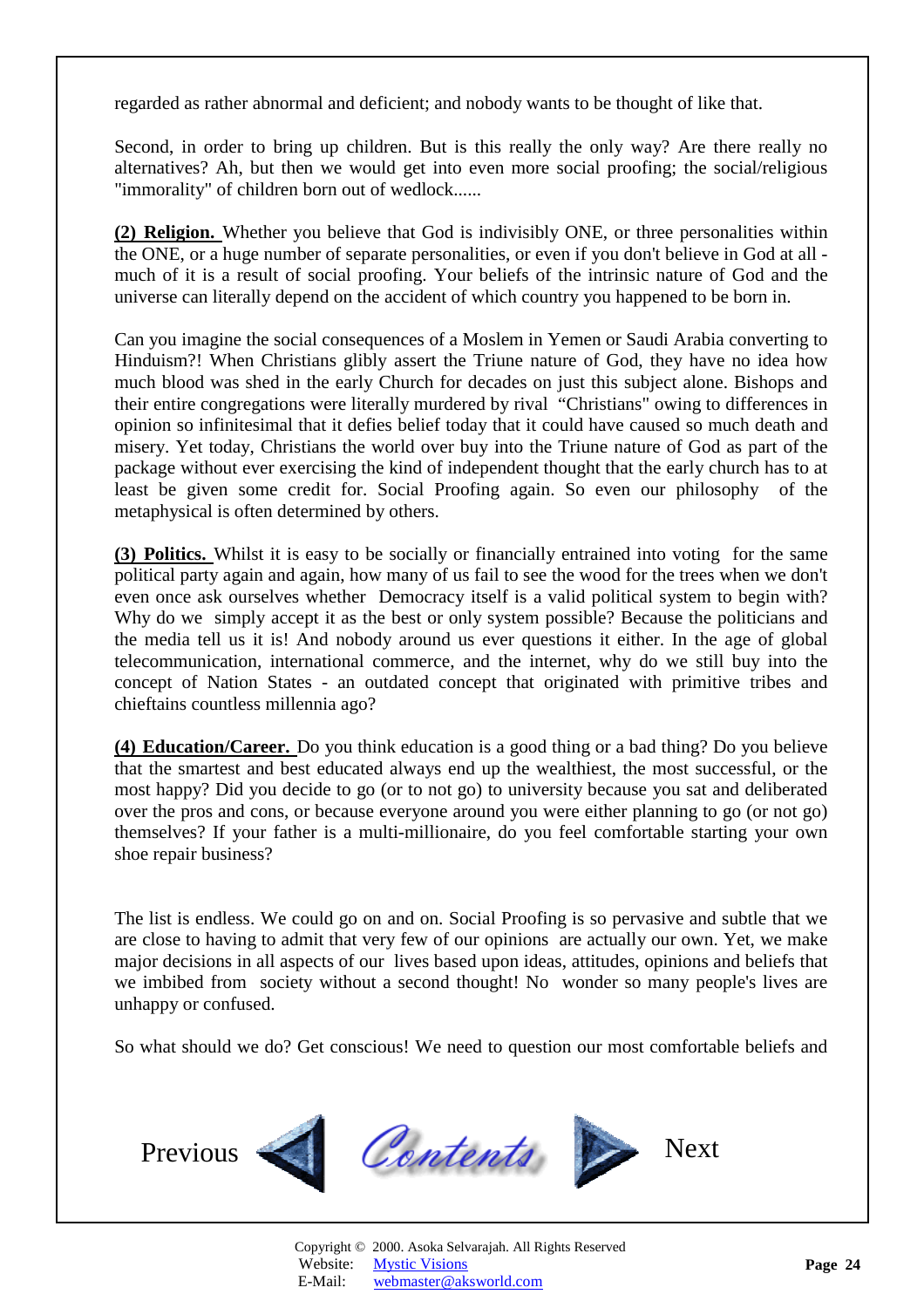regarded as rather abnormal and deficient; and nobody wants to be thought of like that.

Second, in order to bring up children. But is this really the only way? Are there really no alternatives? Ah, but then we would get into even more social proofing; the social/religious "immorality" of children born out of wedlock......

**(2) Religion.** Whether you believe that God is indivisibly ONE, or three personalities within the ONE, or a huge number of separate personalities, or even if you don't believe in God at all - much of it is a result of social proofing. Your beliefs of the intrinsic nature of God and the universe can literally depend on the accident of which country you happened to be born in.

Can you imagine the social consequences of a Moslem in Yemen or Saudi Arabia converting to Hinduism?! When Christians glibly assert the Triune nature of God, they have no idea how much blood was shed in the early Church for decades on just this subject alone. Bishops and their entire congregations were literally murdered by rival "Christians" owing to differences in opinion so infinitesimal that it defies belief today that it could have caused so much death and misery. Yet today, Christians the world over buy into the Triune nature of God as part of the package without ever exercising the kind of independent thought that the early church has to at least be given some credit for. Social Proofing again. So even our philosophy of the metaphysical is often determined by others.

**(3) Politics.** Whilst it is easy to be socially or financially entrained into voting for the same political party again and again, how many of us fail to see the wood for the trees when we don't even once ask ourselves whether Democracy itself is a valid political system to begin with? Why do we simply accept it as the best or only system possible? Because the politicians and the media tell us it is! And nobody around us ever questions it either. In the age of global telecommunication, international commerce, and the internet, why do we still buy into the concept of Nation States - an outdated concept that originated with primitive tribes and chieftains countless millennia ago?

**(4) Education/Career.** Do you think education is a good thing or a bad thing? Do you believe that the smartest and best educated always end up the wealthiest, the most successful, or the most happy? Did you decide to go (or to not go) to university because you sat and deliberated over the pros and cons, or because everyone around you were either planning to go (or not go) themselves? If your father is a multi-millionaire, do you feel comfortable starting your own shoe repair business?

The list is endless. We could go on and on. Social Proofing is so pervasive and subtle that we are close to having to admit that very few of our opinions are actually our own. Yet, we make major decisions in all aspects of our lives based upon ideas, attitudes, opinions and beliefs that we imbibed from society without a second thought! No wonder so many people's lives are unhappy or confused.

So what should we do? Get conscious! We need to question our most comfortable beliefs and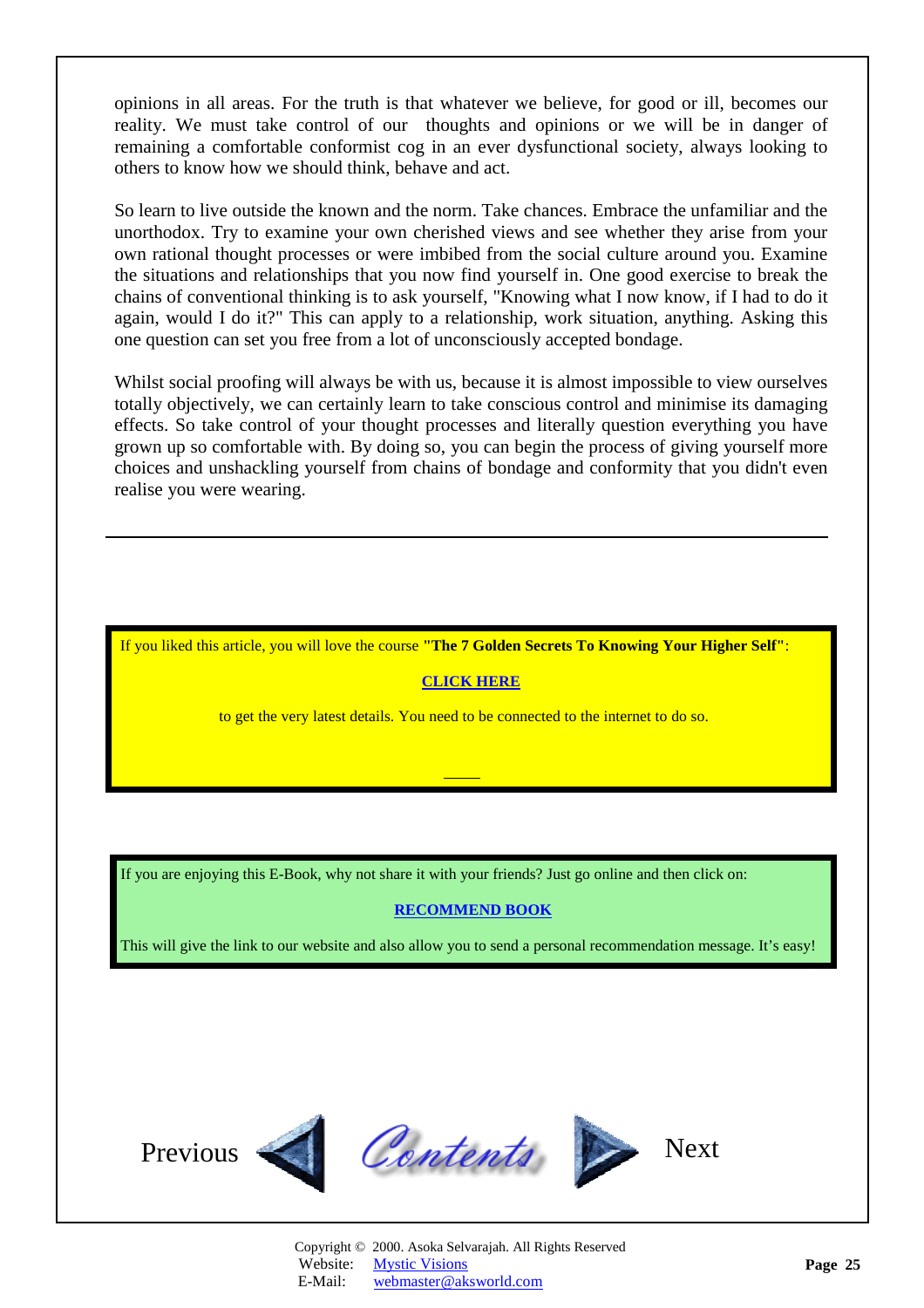opinions in all areas. For the truth is that whatever we believe, for good or ill, becomes our reality. We must take control of our thoughts and opinions or we will be in danger of remaining a comfortable conformist cog in an ever dysfunctional society, always looking to others to know how we should think, behave and act.

So learn to live outside the known and the norm. Take chances. Embrace the unfamiliar and the unorthodox. Try to examine your own cherished views and see whether they arise from your own rational thought processes or were imbibed from the social culture around you. Examine the situations and relationships that you now find yourself in. One good exercise to break the chains of conventional thinking is to ask yourself, "Knowing what I now know, if I had to do it again, would I do it?" This can apply to a relationship, work situation, anything. Asking this one question can set you free from a lot of unconsciously accepted bondage.

Whilst social proofing will always be with us, because it is almost impossible to view ourselves totally objectively, we can certainly learn to take conscious control and minimise its damaging effects. So take control of your thought processes and literally question everything you have grown up so comfortable with. By doing so, you can begin the process of giving yourself more choices and unshackling yourself from chains of bondage and conformity that you didn't even realise you were wearing.

---

If you liked this article, you will love the course **"The 7 Golden Secrets To Knowing Your Higher Self"**:

**CLICK HERE**

to get the very latest details. You need to be connected to the internet to do so.

If you are enjoying this E-Book, why not share it with your friends? Just go online and then click on:

**RECOMMEND BOOK**

This will give the link to our website and also allow you to send a personal recommendation message. It's easy!

Previous Contents Next

Copyright © 2000. Asoka Selvarajah. All Rights Reserved
Website: Mystic Visions
E-Mail: webmaster@aksworld.com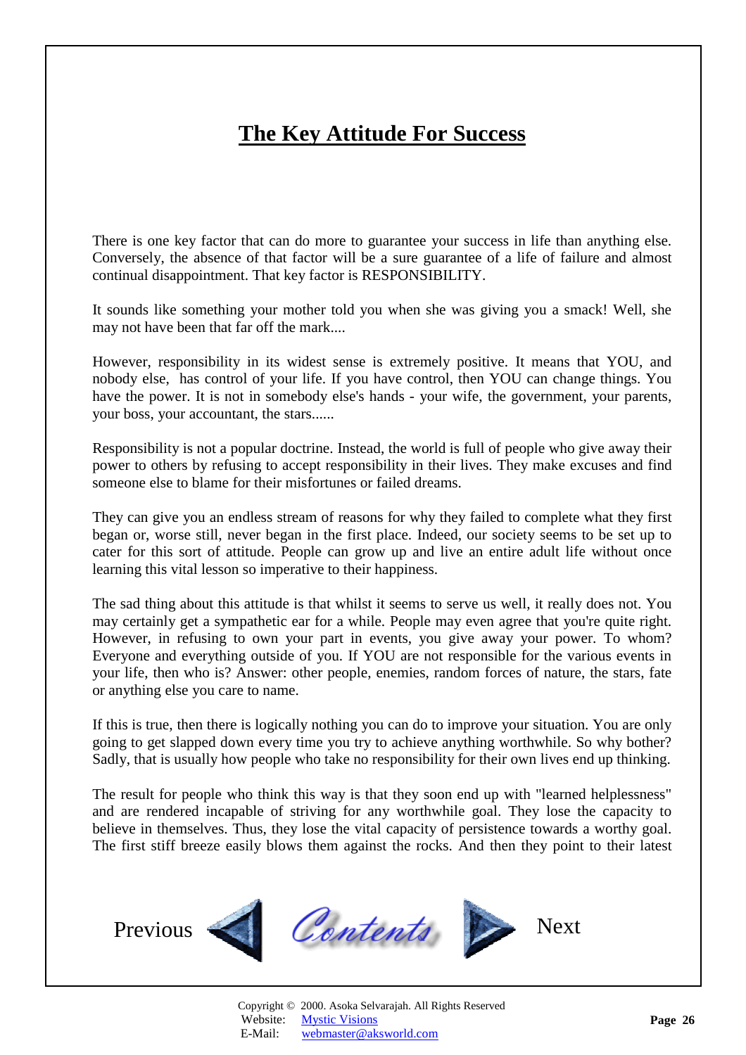# The Key Attitude For Success

There is one key factor that can do more to guarantee your success in life than anything else. Conversely, the absence of that factor will be a sure guarantee of a life of failure and almost continual disappointment. That key factor is RESPONSIBILITY.

It sounds like something your mother told you when she was giving you a smack! Well, she may not have been that far off the mark....

However, responsibility in its widest sense is extremely positive. It means that YOU, and nobody else, has control of your life. If you have control, then YOU can change things. You have the power. It is not in somebody else's hands - your wife, the government, your parents, your boss, your accountant, the stars......

Responsibility is not a popular doctrine. Instead, the world is full of people who give away their power to others by refusing to accept responsibility in their lives. They make excuses and find someone else to blame for their misfortunes or failed dreams.

They can give you an endless stream of reasons for why they failed to complete what they first began or, worse still, never began in the first place. Indeed, our society seems to be set up to cater for this sort of attitude. People can grow up and live an entire adult life without once learning this vital lesson so imperative to their happiness.

The sad thing about this attitude is that whilst it seems to serve us well, it really does not. You may certainly get a sympathetic ear for a while. People may even agree that you're quite right. However, in refusing to own your part in events, you give away your power. To whom? Everyone and everything outside of you. If YOU are not responsible for the various events in your life, then who is? Answer: other people, enemies, random forces of nature, the stars, fate or anything else you care to name.

If this is true, then there is logically nothing you can do to improve your situation. You are only going to get slapped down every time you try to achieve anything worthwhile. So why bother? Sadly, that is usually how people who take no responsibility for their own lives end up thinking.

The result for people who think this way is that they soon end up with "learned helplessness" and are rendered incapable of striving for any worthwhile goal. They lose the capacity to believe in themselves. Thus, they lose the vital capacity of persistence towards a worthy goal. The first stiff breeze easily blows them against the rocks. And then they point to their latest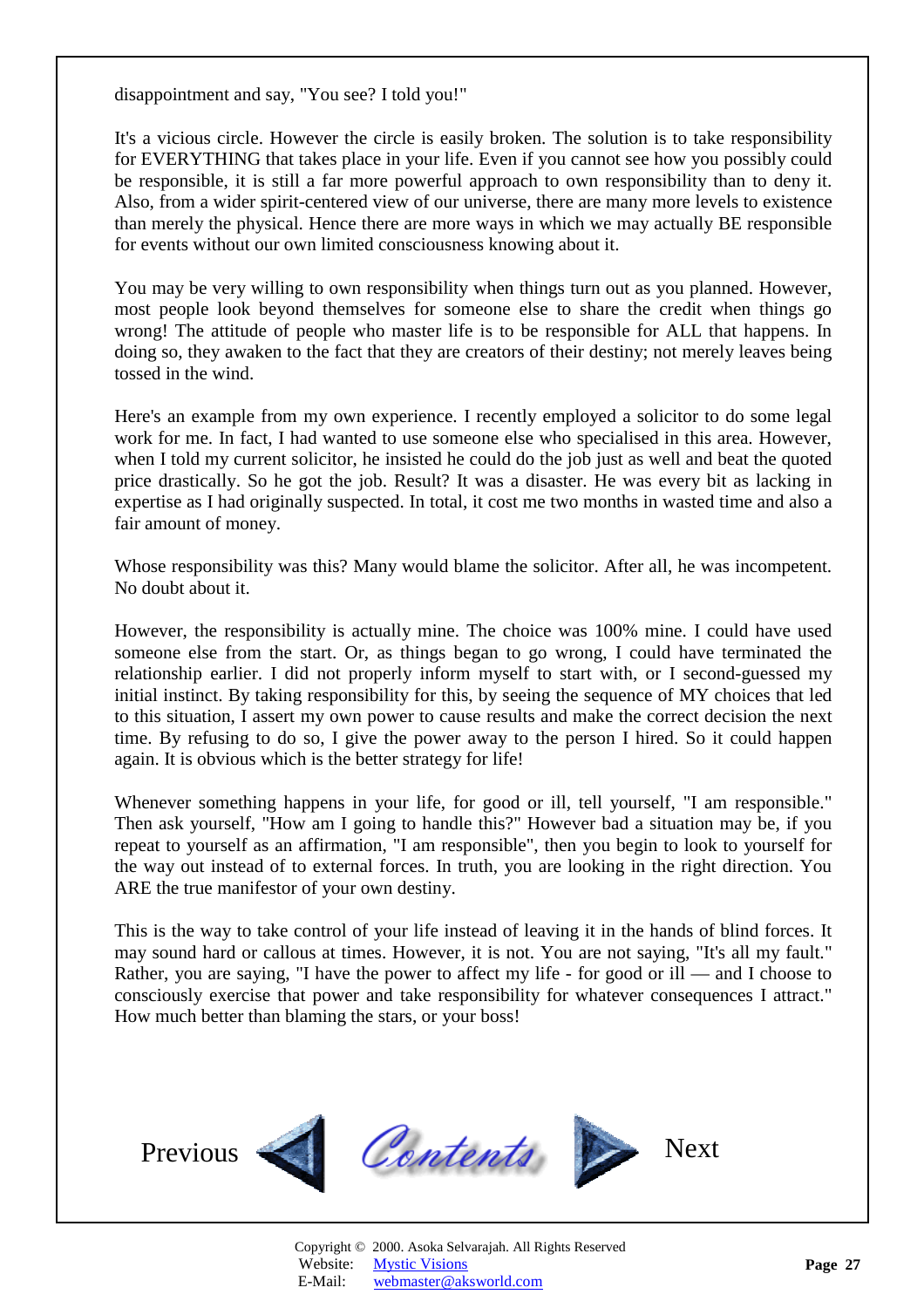disappointment and say, "You see? I told you!"

It's a vicious circle. However the circle is easily broken. The solution is to take responsibility for EVERYTHING that takes place in your life. Even if you cannot see how you possibly could be responsible, it is still a far more powerful approach to own responsibility than to deny it. Also, from a wider spirit-centered view of our universe, there are many more levels to existence than merely the physical. Hence there are more ways in which we may actually BE responsible for events without our own limited consciousness knowing about it.

You may be very willing to own responsibility when things turn out as you planned. However, most people look beyond themselves for someone else to share the credit when things go wrong! The attitude of people who master life is to be responsible for ALL that happens. In doing so, they awaken to the fact that they are creators of their destiny; not merely leaves being tossed in the wind.

Here's an example from my own experience. I recently employed a solicitor to do some legal work for me. In fact, I had wanted to use someone else who specialised in this area. However, when I told my current solicitor, he insisted he could do the job just as well and beat the quoted price drastically. So he got the job. Result? It was a disaster. He was every bit as lacking in expertise as I had originally suspected. In total, it cost me two months in wasted time and also a fair amount of money.

Whose responsibility was this? Many would blame the solicitor. After all, he was incompetent. No doubt about it.

However, the responsibility is actually mine. The choice was 100% mine. I could have used someone else from the start. Or, as things began to go wrong, I could have terminated the relationship earlier. I did not properly inform myself to start with, or I second-guessed my initial instinct. By taking responsibility for this, by seeing the sequence of MY choices that led to this situation, I assert my own power to cause results and make the correct decision the next time. By refusing to do so, I give the power away to the person I hired. So it could happen again. It is obvious which is the better strategy for life!

Whenever something happens in your life, for good or ill, tell yourself, "I am responsible." Then ask yourself, "How am I going to handle this?" However bad a situation may be, if you repeat to yourself as an affirmation, "I am responsible", then you begin to look to yourself for the way out instead of to external forces. In truth, you are looking in the right direction. You ARE the true manifestor of your own destiny.

This is the way to take control of your life instead of leaving it in the hands of blind forces. It may sound hard or callous at times. However, it is not. You are not saying, "It's all my fault." Rather, you are saying, "I have the power to affect my life - for good or ill — and I choose to consciously exercise that power and take responsibility for whatever consequences I attract." How much better than blaming the stars, or your boss!

Previous Contents Next

Copyright © 2000. Asoka Selvarajah. All Rights Reserved
Website: Mystic Visions
E-Mail: webmaster@aksworld.com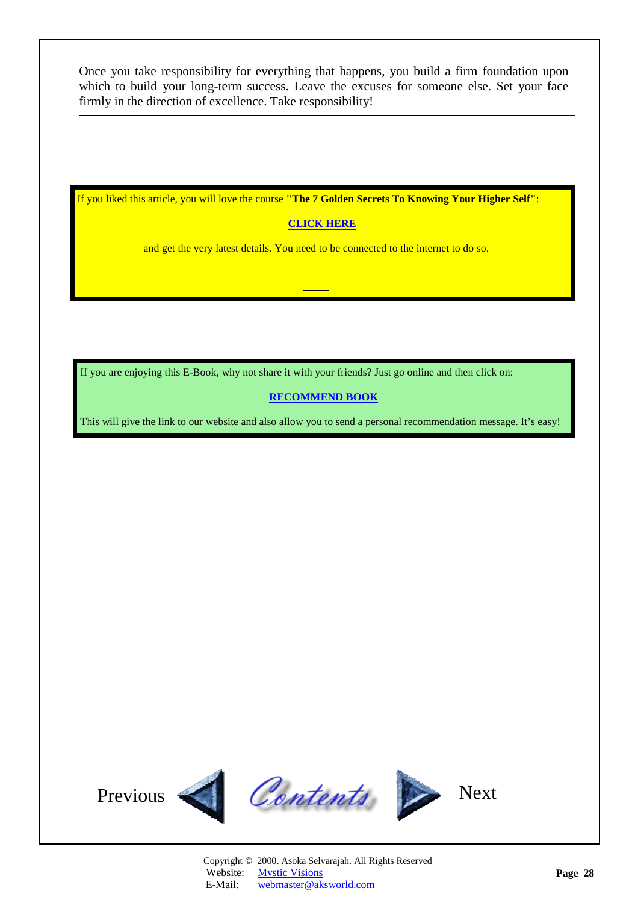Once you take responsibility for everything that happens, you build a firm foundation upon which to build your long-term success. Leave the excuses for someone else. Set your face firmly in the direction of excellence. Take responsibility!

---

If you liked this article, you will love the course **"The 7 Golden Secrets To Knowing Your Higher Self"**:

**CLICK HERE**

and get the very latest details. You need to be connected to the internet to do so.

---

If you are enjoying this E-Book, why not share it with your friends? Just go online and then click on:

**RECOMMEND BOOK**

This will give the link to our website and also allow you to send a personal recommendation message. It's easy!

Previous Contents Next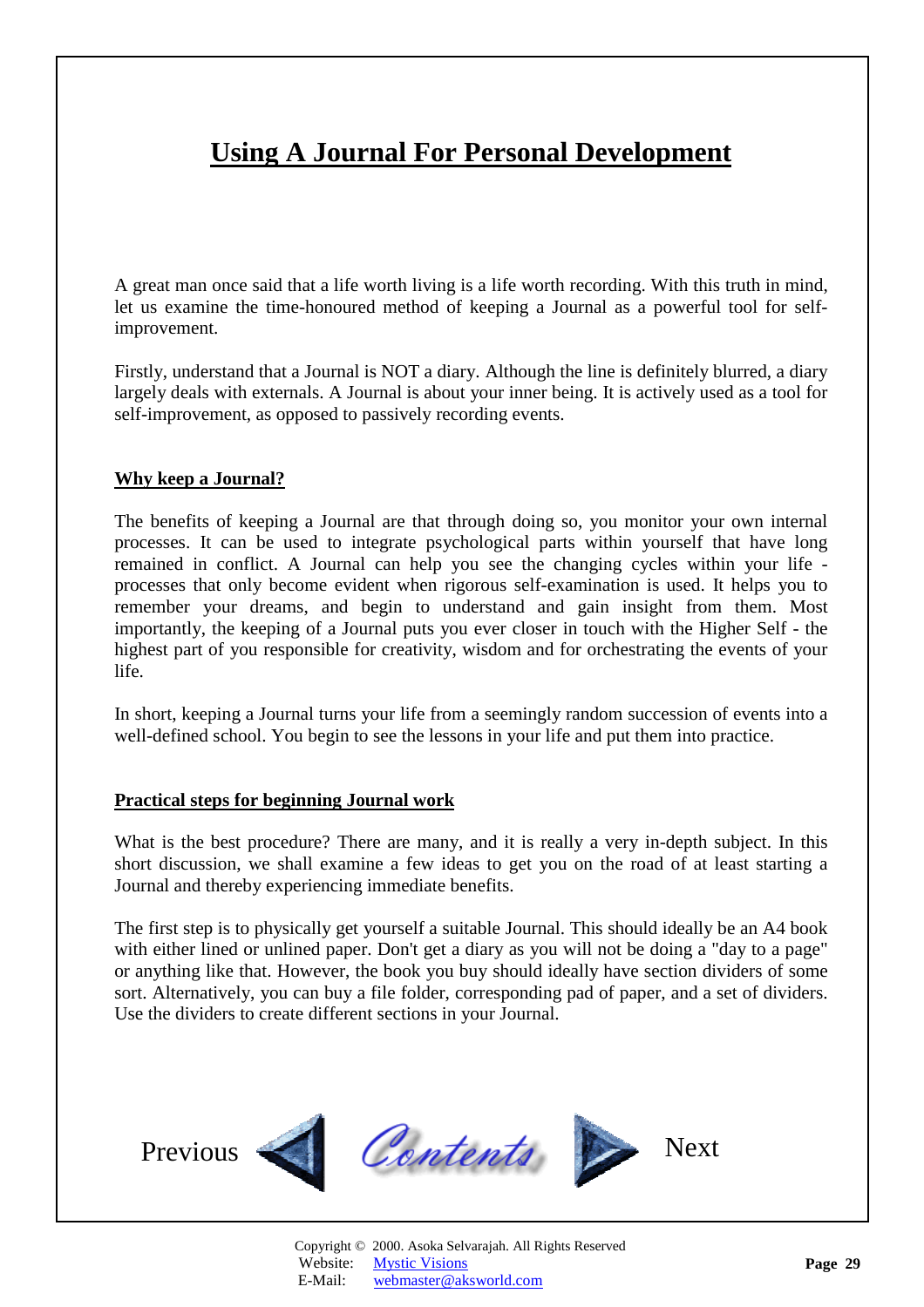# Using A Journal For Personal Development

A great man once said that a life worth living is a life worth recording. With this truth in mind, let us examine the time-honoured method of keeping a Journal as a powerful tool for self-improvement.

Firstly, understand that a Journal is NOT a diary. Although the line is definitely blurred, a diary largely deals with externals. A Journal is about your inner being. It is actively used as a tool for self-improvement, as opposed to passively recording events.

## Why keep a Journal?

The benefits of keeping a Journal are that through doing so, you monitor your own internal processes. It can be used to integrate psychological parts within yourself that have long remained in conflict. A Journal can help you see the changing cycles within your life - processes that only become evident when rigorous self-examination is used. It helps you to remember your dreams, and begin to understand and gain insight from them. Most importantly, the keeping of a Journal puts you ever closer in touch with the Higher Self - the highest part of you responsible for creativity, wisdom and for orchestrating the events of your life.

In short, keeping a Journal turns your life from a seemingly random succession of events into a well-defined school. You begin to see the lessons in your life and put them into practice.

## Practical steps for beginning Journal work

What is the best procedure? There are many, and it is really a very in-depth subject. In this short discussion, we shall examine a few ideas to get you on the road of at least starting a Journal and thereby experiencing immediate benefits.

The first step is to physically get yourself a suitable Journal. This should ideally be an A4 book with either lined or unlined paper. Don't get a diary as you will not be doing a "day to a page" or anything like that. However, the book you buy should ideally have section dividers of some sort. Alternatively, you can buy a file folder, corresponding pad of paper, and a set of dividers. Use the dividers to create different sections in your Journal.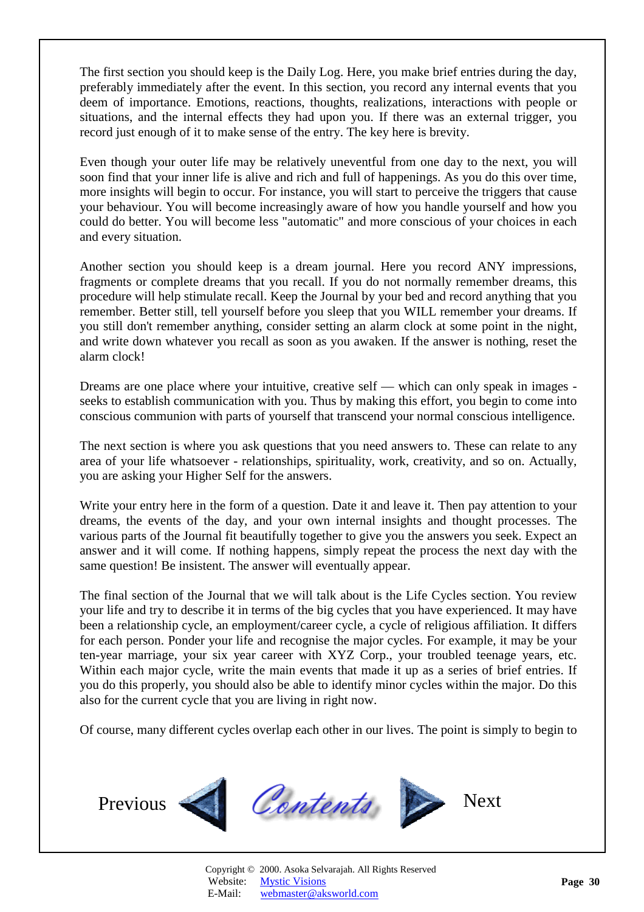The first section you should keep is the Daily Log. Here, you make brief entries during the day, preferably immediately after the event. In this section, you record any internal events that you deem of importance. Emotions, reactions, thoughts, realizations, interactions with people or situations, and the internal effects they had upon you. If there was an external trigger, you record just enough of it to make sense of the entry. The key here is brevity.

Even though your outer life may be relatively uneventful from one day to the next, you will soon find that your inner life is alive and rich and full of happenings. As you do this over time, more insights will begin to occur. For instance, you will start to perceive the triggers that cause your behaviour. You will become increasingly aware of how you handle yourself and how you could do better. You will become less "automatic" and more conscious of your choices in each and every situation.

Another section you should keep is a dream journal. Here you record ANY impressions, fragments or complete dreams that you recall. If you do not normally remember dreams, this procedure will help stimulate recall. Keep the Journal by your bed and record anything that you remember. Better still, tell yourself before you sleep that you WILL remember your dreams. If you still don't remember anything, consider setting an alarm clock at some point in the night, and write down whatever you recall as soon as you awaken. If the answer is nothing, reset the alarm clock!

Dreams are one place where your intuitive, creative self — which can only speak in images - seeks to establish communication with you. Thus by making this effort, you begin to come into conscious communion with parts of yourself that transcend your normal conscious intelligence.

The next section is where you ask questions that you need answers to. These can relate to any area of your life whatsoever - relationships, spirituality, work, creativity, and so on. Actually, you are asking your Higher Self for the answers.

Write your entry here in the form of a question. Date it and leave it. Then pay attention to your dreams, the events of the day, and your own internal insights and thought processes. The various parts of the Journal fit beautifully together to give you the answers you seek. Expect an answer and it will come. If nothing happens, simply repeat the process the next day with the same question! Be insistent. The answer will eventually appear.

The final section of the Journal that we will talk about is the Life Cycles section. You review your life and try to describe it in terms of the big cycles that you have experienced. It may have been a relationship cycle, an employment/career cycle, a cycle of religious affiliation. It differs for each person. Ponder your life and recognise the major cycles. For example, it may be your ten-year marriage, your six year career with XYZ Corp., your troubled teenage years, etc. Within each major cycle, write the main events that made it up as a series of brief entries. If you do this properly, you should also be able to identify minor cycles within the major. Do this also for the current cycle that you are living in right now.

Of course, many different cycles overlap each other in our lives. The point is simply to begin to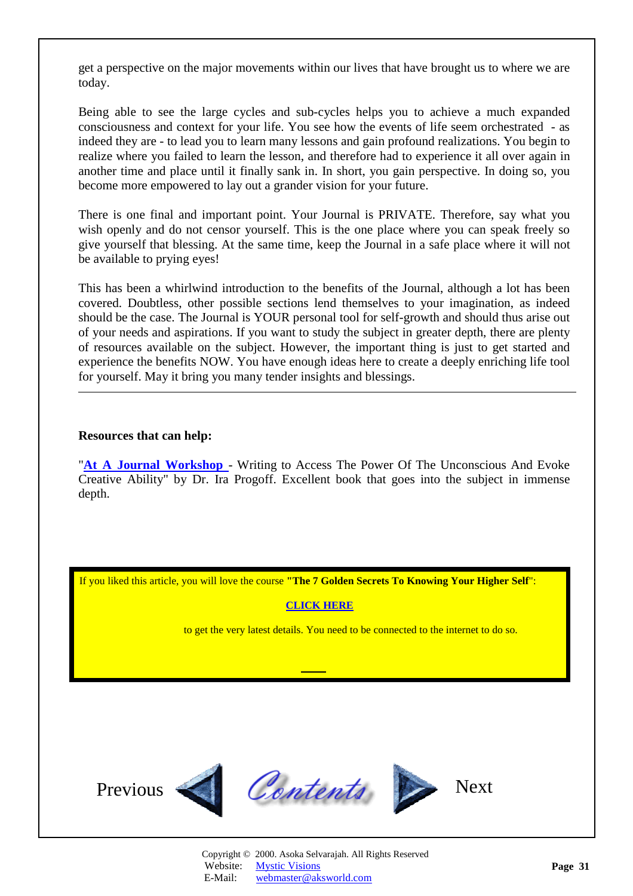get a perspective on the major movements within our lives that have brought us to where we are today.

Being able to see the large cycles and sub-cycles helps you to achieve a much expanded consciousness and context for your life. You see how the events of life seem orchestrated - as indeed they are - to lead you to learn many lessons and gain profound realizations. You begin to realize where you failed to learn the lesson, and therefore had to experience it all over again in another time and place until it finally sank in. In short, you gain perspective. In doing so, you become more empowered to lay out a grander vision for your future.

There is one final and important point. Your Journal is PRIVATE. Therefore, say what you wish openly and do not censor yourself. This is the one place where you can speak freely so give yourself that blessing. At the same time, keep the Journal in a safe place where it will not be available to prying eyes!

This has been a whirlwind introduction to the benefits of the Journal, although a lot has been covered. Doubtless, other possible sections lend themselves to your imagination, as indeed should be the case. The Journal is YOUR personal tool for self-growth and should thus arise out of your needs and aspirations. If you want to study the subject in greater depth, there are plenty of resources available on the subject. However, the important thing is just to get started and experience the benefits NOW. You have enough ideas here to create a deeply enriching life tool for yourself. May it bring you many tender insights and blessings.

---

**Resources that can help:**

"**At A Journal Workshop** - Writing to Access The Power Of The Unconscious And Evoke Creative Ability" by Dr. Ira Progoff. Excellent book that goes into the subject in immense depth.

If you liked this article, you will love the course **"The 7 Golden Secrets To Knowing Your Higher Self"**:

**CLICK HERE**

to get the very latest details. You need to be connected to the internet to do so.

Previous Contents Next

Copyright © 2000. Asoka Selvarajah. All Rights Reserved
Website: Mystic Visions
E-Mail: webmaster@aksworld.com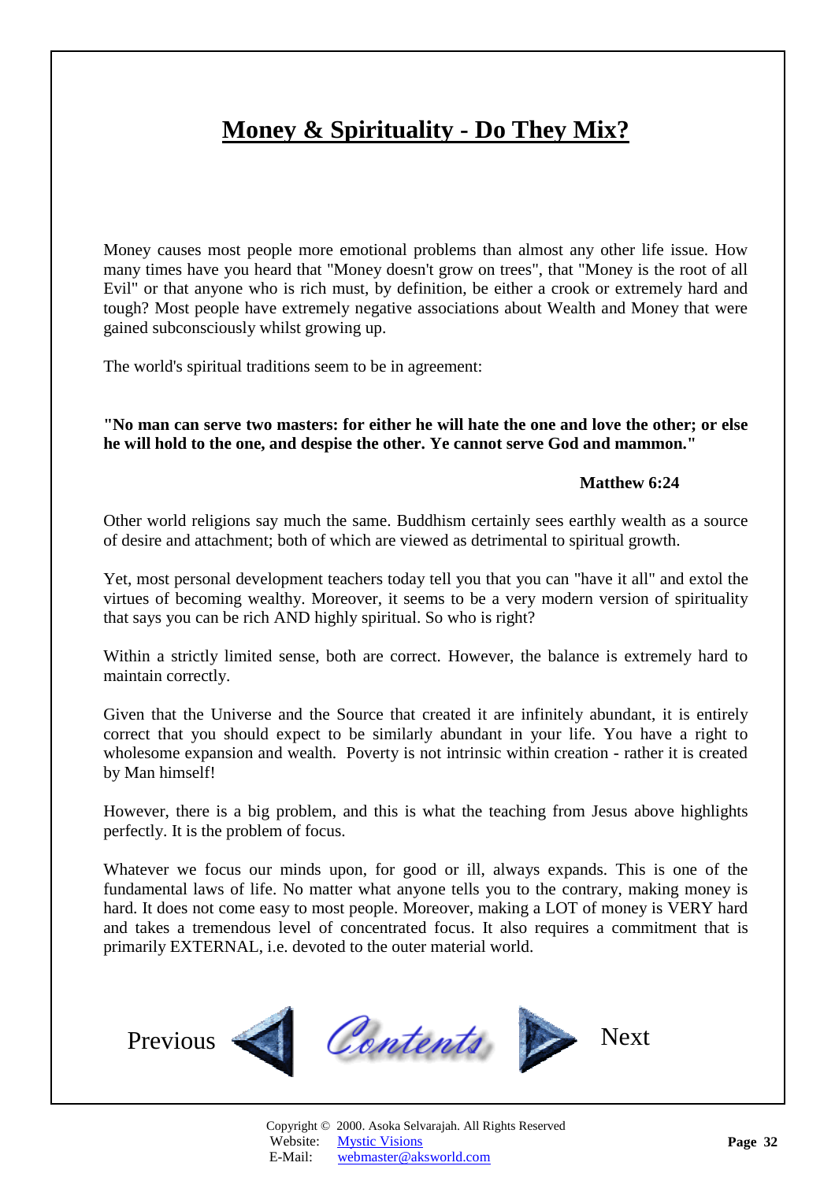# Money & Spirituality - Do They Mix?

Money causes most people more emotional problems than almost any other life issue. How many times have you heard that "Money doesn't grow on trees", that "Money is the root of all Evil" or that anyone who is rich must, by definition, be either a crook or extremely hard and tough? Most people have extremely negative associations about Wealth and Money that were gained subconsciously whilst growing up.

The world's spiritual traditions seem to be in agreement:

**"No man can serve two masters: for either he will hate the one and love the other; or else he will hold to the one, and despise the other. Ye cannot serve God and mammon."**

**Matthew 6:24**

Other world religions say much the same. Buddhism certainly sees earthly wealth as a source of desire and attachment; both of which are viewed as detrimental to spiritual growth.

Yet, most personal development teachers today tell you that you can "have it all" and extol the virtues of becoming wealthy. Moreover, it seems to be a very modern version of spirituality that says you can be rich AND highly spiritual. So who is right?

Within a strictly limited sense, both are correct. However, the balance is extremely hard to maintain correctly.

Given that the Universe and the Source that created it are infinitely abundant, it is entirely correct that you should expect to be similarly abundant in your life. You have a right to wholesome expansion and wealth. Poverty is not intrinsic within creation - rather it is created by Man himself!

However, there is a big problem, and this is what the teaching from Jesus above highlights perfectly. It is the problem of focus.

Whatever we focus our minds upon, for good or ill, always expands. This is one of the fundamental laws of life. No matter what anyone tells you to the contrary, making money is hard. It does not come easy to most people. Moreover, making a LOT of money is VERY hard and takes a tremendous level of concentrated focus. It also requires a commitment that is primarily EXTERNAL, i.e. devoted to the outer material world.

Previous Contents Next

Copyright © 2000. Asoka Selvarajah. All Rights Reserved
Website: Mystic Visions
E-Mail: webmaster@aksworld.com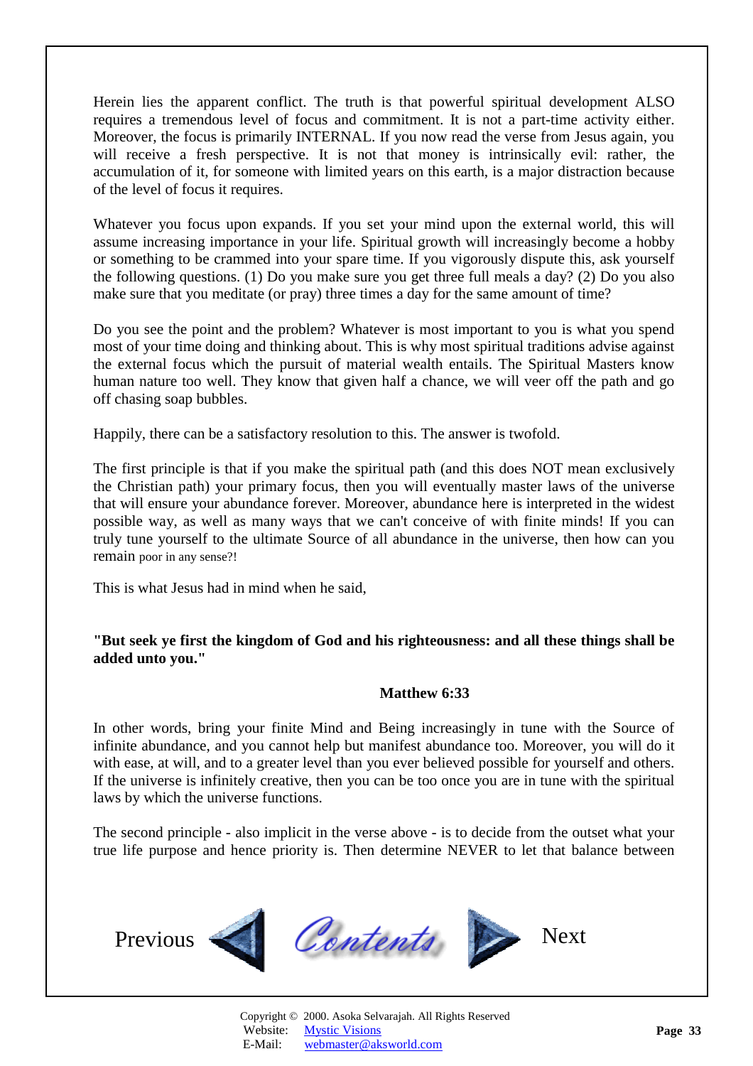Herein lies the apparent conflict. The truth is that powerful spiritual development ALSO requires a tremendous level of focus and commitment. It is not a part-time activity either. Moreover, the focus is primarily INTERNAL. If you now read the verse from Jesus again, you will receive a fresh perspective. It is not that money is intrinsically evil: rather, the accumulation of it, for someone with limited years on this earth, is a major distraction because of the level of focus it requires.

Whatever you focus upon expands. If you set your mind upon the external world, this will assume increasing importance in your life. Spiritual growth will increasingly become a hobby or something to be crammed into your spare time. If you vigorously dispute this, ask yourself the following questions. (1) Do you make sure you get three full meals a day? (2) Do you also make sure that you meditate (or pray) three times a day for the same amount of time?

Do you see the point and the problem? Whatever is most important to you is what you spend most of your time doing and thinking about. This is why most spiritual traditions advise against the external focus which the pursuit of material wealth entails. The Spiritual Masters know human nature too well. They know that given half a chance, we will veer off the path and go off chasing soap bubbles.

Happily, there can be a satisfactory resolution to this. The answer is twofold.

The first principle is that if you make the spiritual path (and this does NOT mean exclusively the Christian path) your primary focus, then you will eventually master laws of the universe that will ensure your abundance forever. Moreover, abundance here is interpreted in the widest possible way, as well as many ways that we can't conceive of with finite minds! If you can truly tune yourself to the ultimate Source of all abundance in the universe, then how can you remain poor in any sense?!

This is what Jesus had in mind when he said,

**"But seek ye first the kingdom of God and his righteousness: and all these things shall be added unto you."**

**Matthew 6:33**

In other words, bring your finite Mind and Being increasingly in tune with the Source of infinite abundance, and you cannot help but manifest abundance too. Moreover, you will do it with ease, at will, and to a greater level than you ever believed possible for yourself and others. If the universe is infinitely creative, then you can be too once you are in tune with the spiritual laws by which the universe functions.

The second principle - also implicit in the verse above - is to decide from the outset what your true life purpose and hence priority is. Then determine NEVER to let that balance between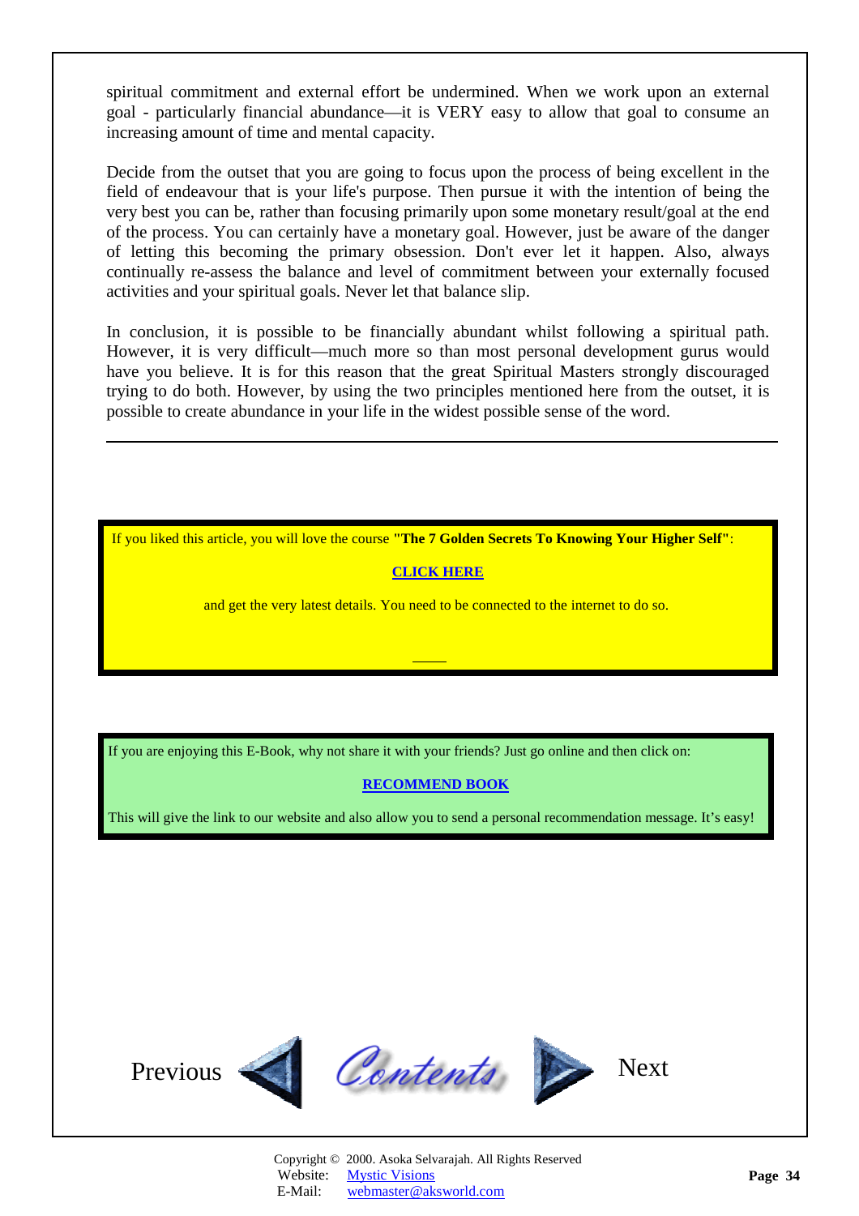spiritual commitment and external effort be undermined. When we work upon an external goal - particularly financial abundance—it is VERY easy to allow that goal to consume an increasing amount of time and mental capacity.

Decide from the outset that you are going to focus upon the process of being excellent in the field of endeavour that is your life's purpose. Then pursue it with the intention of being the very best you can be, rather than focusing primarily upon some monetary result/goal at the end of the process. You can certainly have a monetary goal. However, just be aware of the danger of letting this becoming the primary obsession. Don't ever let it happen. Also, always continually re-assess the balance and level of commitment between your externally focused activities and your spiritual goals. Never let that balance slip.

In conclusion, it is possible to be financially abundant whilst following a spiritual path. However, it is very difficult—much more so than most personal development gurus would have you believe. It is for this reason that the great Spiritual Masters strongly discouraged trying to do both. However, by using the two principles mentioned here from the outset, it is possible to create abundance in your life in the widest possible sense of the word.

---

If you liked this article, you will love the course **"The 7 Golden Secrets To Knowing Your Higher Self"**:

**CLICK HERE**

and get the very latest details. You need to be connected to the internet to do so.

If you are enjoying this E-Book, why not share it with your friends? Just go online and then click on:

**RECOMMEND BOOK**

This will give the link to our website and also allow you to send a personal recommendation message. It's easy!

Previous | Contents | Next

Copyright © 2000. Asoka Selvarajah. All Rights Reserved
Website: Mystic Visions
E-Mail: webmaster@aksworld.com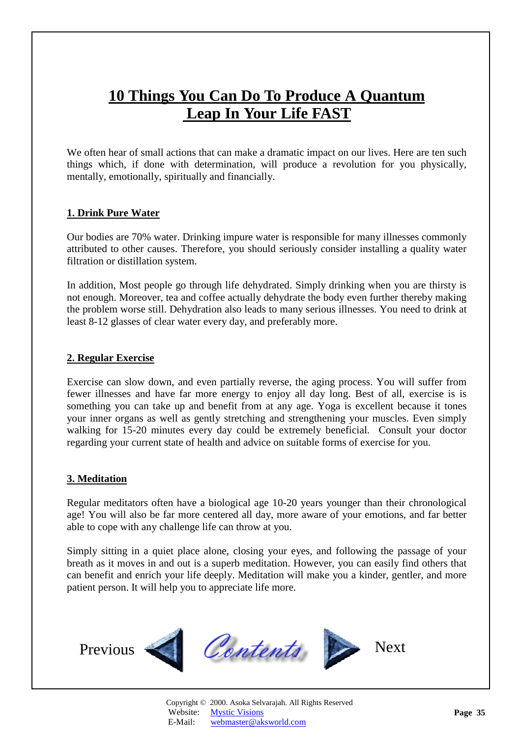# 10 Things You Can Do To Produce A Quantum Leap In Your Life FAST

We often hear of small actions that can make a dramatic impact on our lives. Here are ten such things which, if done with determination, will produce a revolution for you physically, mentally, emotionally, spiritually and financially.

## 1. Drink Pure Water

Our bodies are 70% water. Drinking impure water is responsible for many illnesses commonly attributed to other causes. Therefore, you should seriously consider installing a quality water filtration or distillation system.

In addition, Most people go through life dehydrated. Simply drinking when you are thirsty is not enough. Moreover, tea and coffee actually dehydrate the body even further thereby making the problem worse still. Dehydration also leads to many serious illnesses. You need to drink at least 8-12 glasses of clear water every day, and preferably more.

## 2. Regular Exercise

Exercise can slow down, and even partially reverse, the aging process. You will suffer from fewer illnesses and have far more energy to enjoy all day long. Best of all, exercise is is something you can take up and benefit from at any age. Yoga is excellent because it tones your inner organs as well as gently stretching and strengthening your muscles. Even simply walking for 15-20 minutes every day could be extremely beneficial. Consult your doctor regarding your current state of health and advice on suitable forms of exercise for you.

## 3. Meditation

Regular meditators often have a biological age 10-20 years younger than their chronological age! You will also be far more centered all day, more aware of your emotions, and far better able to cope with any challenge life can throw at you.

Simply sitting in a quiet place alone, closing your eyes, and following the passage of your breath as it moves in and out is a superb meditation. However, you can easily find others that can benefit and enrich your life deeply. Meditation will make you a kinder, gentler, and more patient person. It will help you to appreciate life more.

Previous Contents Next

Copyright © 2000. Asoka Selvarajah. All Rights Reserved
Website: Mystic Visions
E-Mail: webmaster@aksworld.com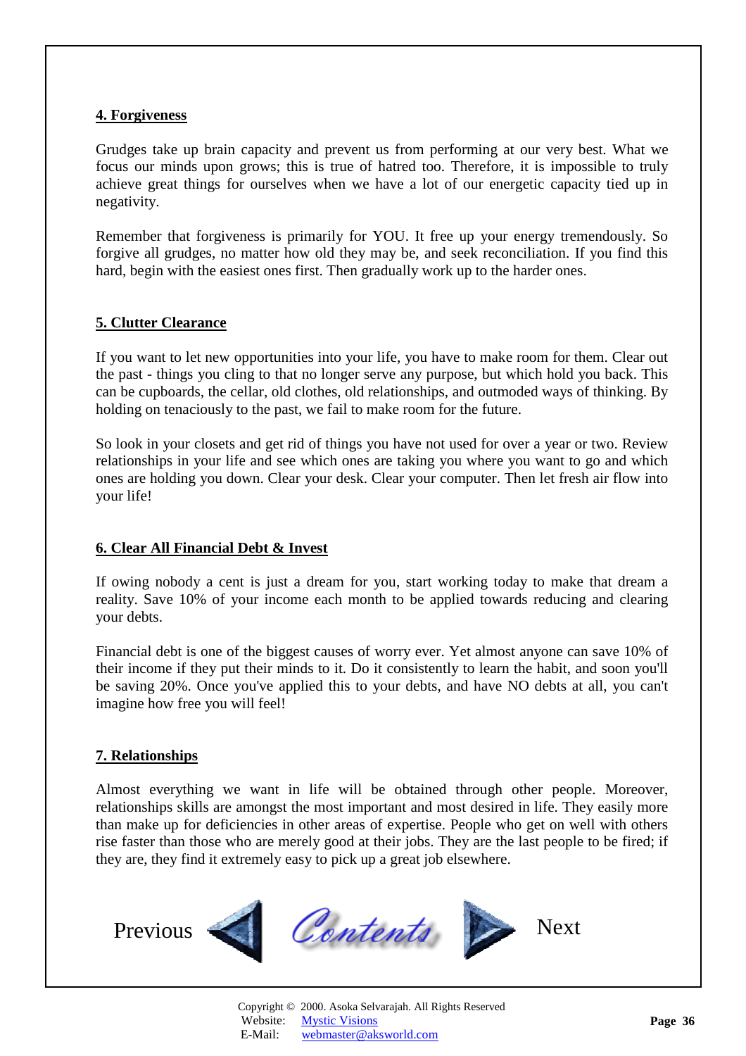### 4. Forgiveness

Grudges take up brain capacity and prevent us from performing at our very best. What we focus our minds upon grows; this is true of hatred too. Therefore, it is impossible to truly achieve great things for ourselves when we have a lot of our energetic capacity tied up in negativity.

Remember that forgiveness is primarily for YOU. It free up your energy tremendously. So forgive all grudges, no matter how old they may be, and seek reconciliation. If you find this hard, begin with the easiest ones first. Then gradually work up to the harder ones.

### 5. Clutter Clearance

If you want to let new opportunities into your life, you have to make room for them. Clear out the past - things you cling to that no longer serve any purpose, but which hold you back. This can be cupboards, the cellar, old clothes, old relationships, and outmoded ways of thinking. By holding on tenaciously to the past, we fail to make room for the future.

So look in your closets and get rid of things you have not used for over a year or two. Review relationships in your life and see which ones are taking you where you want to go and which ones are holding you down. Clear your desk. Clear your computer. Then let fresh air flow into your life!

### 6. Clear All Financial Debt & Invest

If owing nobody a cent is just a dream for you, start working today to make that dream a reality. Save 10% of your income each month to be applied towards reducing and clearing your debts.

Financial debt is one of the biggest causes of worry ever. Yet almost anyone can save 10% of their income if they put their minds to it. Do it consistently to learn the habit, and soon you'll be saving 20%. Once you've applied this to your debts, and have NO debts at all, you can't imagine how free you will feel!

### 7. Relationships

Almost everything we want in life will be obtained through other people. Moreover, relationships skills are amongst the most important and most desired in life. They easily more than make up for deficiencies in other areas of expertise. People who get on well with others rise faster than those who are merely good at their jobs. They are the last people to be fired; if they are, they find it extremely easy to pick up a great job elsewhere.

Previous Contents Next

Copyright © 2000. Asoka Selvarajah. All Rights Reserved
Website: Mystic Visions
E-Mail: webmaster@aksworld.com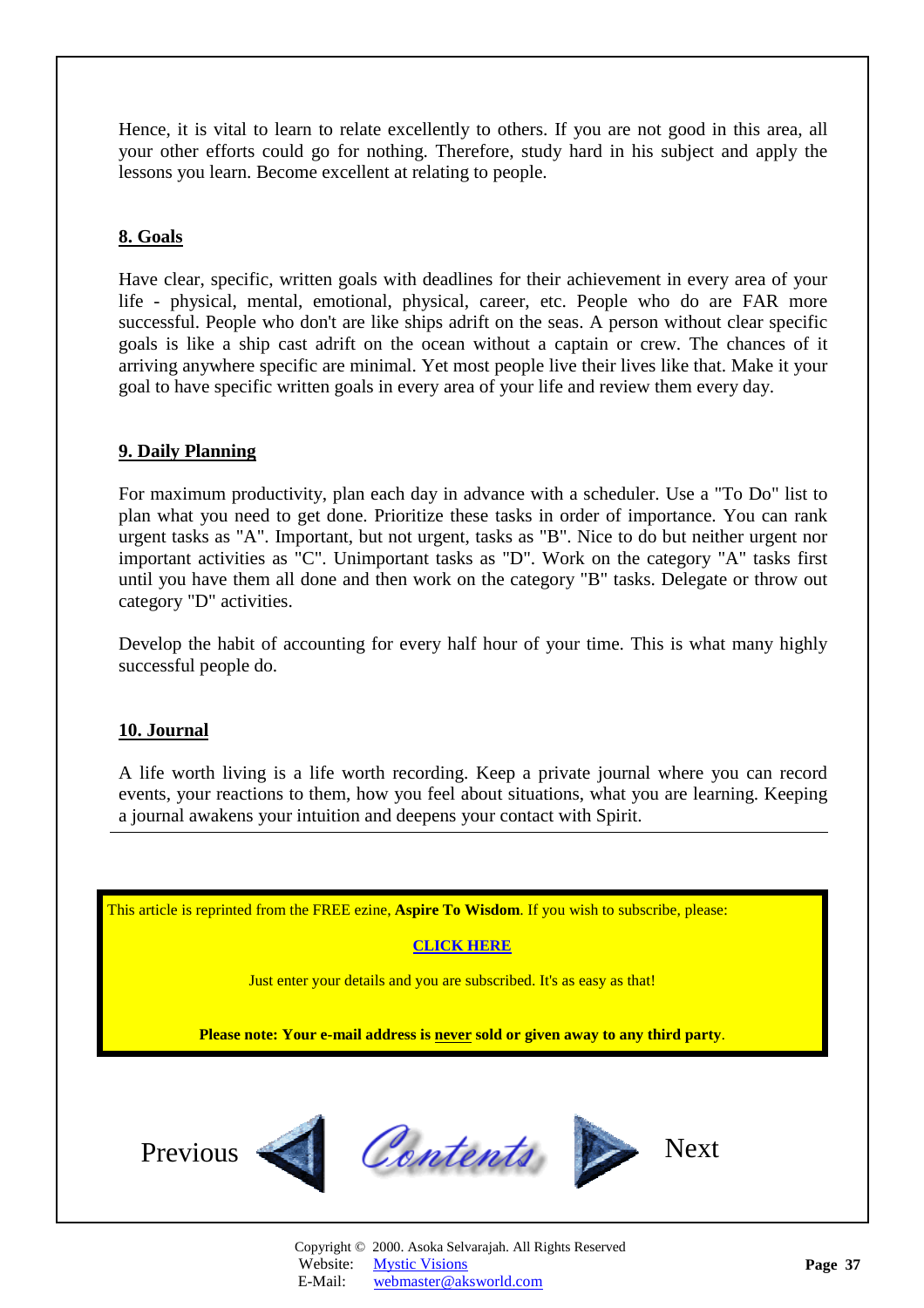Hence, it is vital to learn to relate excellently to others. If you are not good in this area, all your other efforts could go for nothing. Therefore, study hard in his subject and apply the lessons you learn. Become excellent at relating to people.

## 8. Goals

Have clear, specific, written goals with deadlines for their achievement in every area of your life - physical, mental, emotional, physical, career, etc. People who do are FAR more successful. People who don't are like ships adrift on the seas. A person without clear specific goals is like a ship cast adrift on the ocean without a captain or crew. The chances of it arriving anywhere specific are minimal. Yet most people live their lives like that. Make it your goal to have specific written goals in every area of your life and review them every day.

## 9. Daily Planning

For maximum productivity, plan each day in advance with a scheduler. Use a "To Do" list to plan what you need to get done. Prioritize these tasks in order of importance. You can rank urgent tasks as "A". Important, but not urgent, tasks as "B". Nice to do but neither urgent nor important activities as "C". Unimportant tasks as "D". Work on the category "A" tasks first until you have them all done and then work on the category "B" tasks. Delegate or throw out category "D" activities.

Develop the habit of accounting for every half hour of your time. This is what many highly successful people do.

## 10. Journal

A life worth living is a life worth recording. Keep a private journal where you can record events, your reactions to them, how you feel about situations, what you are learning. Keeping a journal awakens your intuition and deepens your contact with Spirit.

---

This article is reprinted from the FREE ezine, **Aspire To Wisdom**. If you wish to subscribe, please:

**CLICK HERE**

Just enter your details and you are subscribed. It's as easy as that!

**Please note: Your e-mail address is never sold or given away to any third party**.

Previous Contents Next

Copyright © 2000. Asoka Selvarajah. All Rights Reserved
Website: Mystic Visions
E-Mail: webmaster@aksworld.com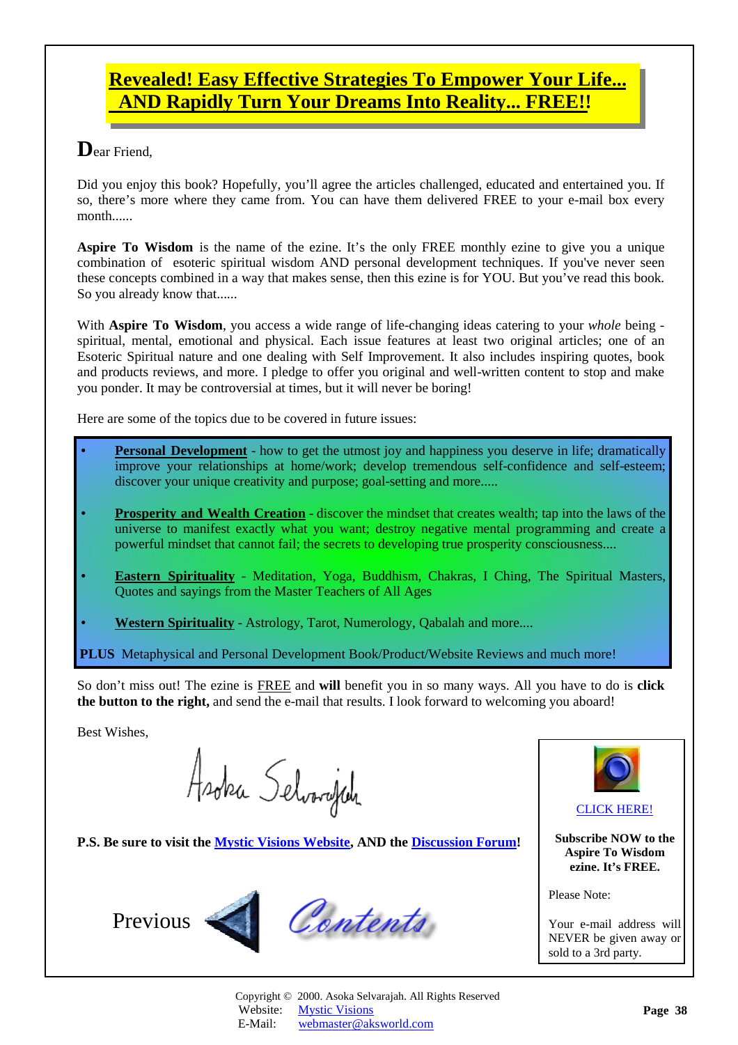# Revealed! Easy Effective Strategies To Empower Your Life... AND Rapidly Turn Your Dreams Into Reality... FREE!!

Dear Friend,

Did you enjoy this book? Hopefully, you'll agree the articles challenged, educated and entertained you. If so, there's more where they came from. You can have them delivered FREE to your e-mail box every month......

**Aspire To Wisdom** is the name of the ezine. It's the only FREE monthly ezine to give you a unique combination of esoteric spiritual wisdom AND personal development techniques. If you've never seen these concepts combined in a way that makes sense, then this ezine is for YOU. But you've read this book. So you already know that......

With **Aspire To Wisdom**, you access a wide range of life-changing ideas catering to your *whole* being - spiritual, mental, emotional and physical. Each issue features at least two original articles; one of an Esoteric Spiritual nature and one dealing with Self Improvement. It also includes inspiring quotes, book and products reviews, and more. I pledge to offer you original and well-written content to stop and make you ponder. It may be controversial at times, but it will never be boring!

Here are some of the topics due to be covered in future issues:

- **Personal Development** - how to get the utmost joy and happiness you deserve in life; dramatically improve your relationships at home/work; develop tremendous self-confidence and self-esteem; discover your unique creativity and purpose; goal-setting and more.....
- **Prosperity and Wealth Creation** - discover the mindset that creates wealth; tap into the laws of the universe to manifest exactly what you want; destroy negative mental programming and create a powerful mindset that cannot fail; the secrets to developing true prosperity consciousness....
- **Eastern Spirituality** - Meditation, Yoga, Buddhism, Chakras, I Ching, The Spiritual Masters, Quotes and sayings from the Master Teachers of All Ages
- **Western Spirituality** - Astrology, Tarot, Numerology, Qabalah and more....

**PLUS** Metaphysical and Personal Development Book/Product/Website Reviews and much more!

So don't miss out! The ezine is FREE and **will** benefit you in so many ways. All you have to do is **click the button to the right,** and send the e-mail that results. I look forward to welcoming you aboard!

Best Wishes,

Asoka Selvarajah

**P.S. Be sure to visit the Mystic Visions Website, AND the Discussion Forum!**

CLICK HERE!

**Subscribe NOW to the Aspire To Wisdom ezine. It's FREE.**

Please Note:

Your e-mail address will NEVER be given away or sold to a 3rd party.

Previous Contents

Copyright © 2000. Asoka Selvarajah. All Rights Reserved
Website: Mystic Visions
E-Mail: webmaster@aksworld.com